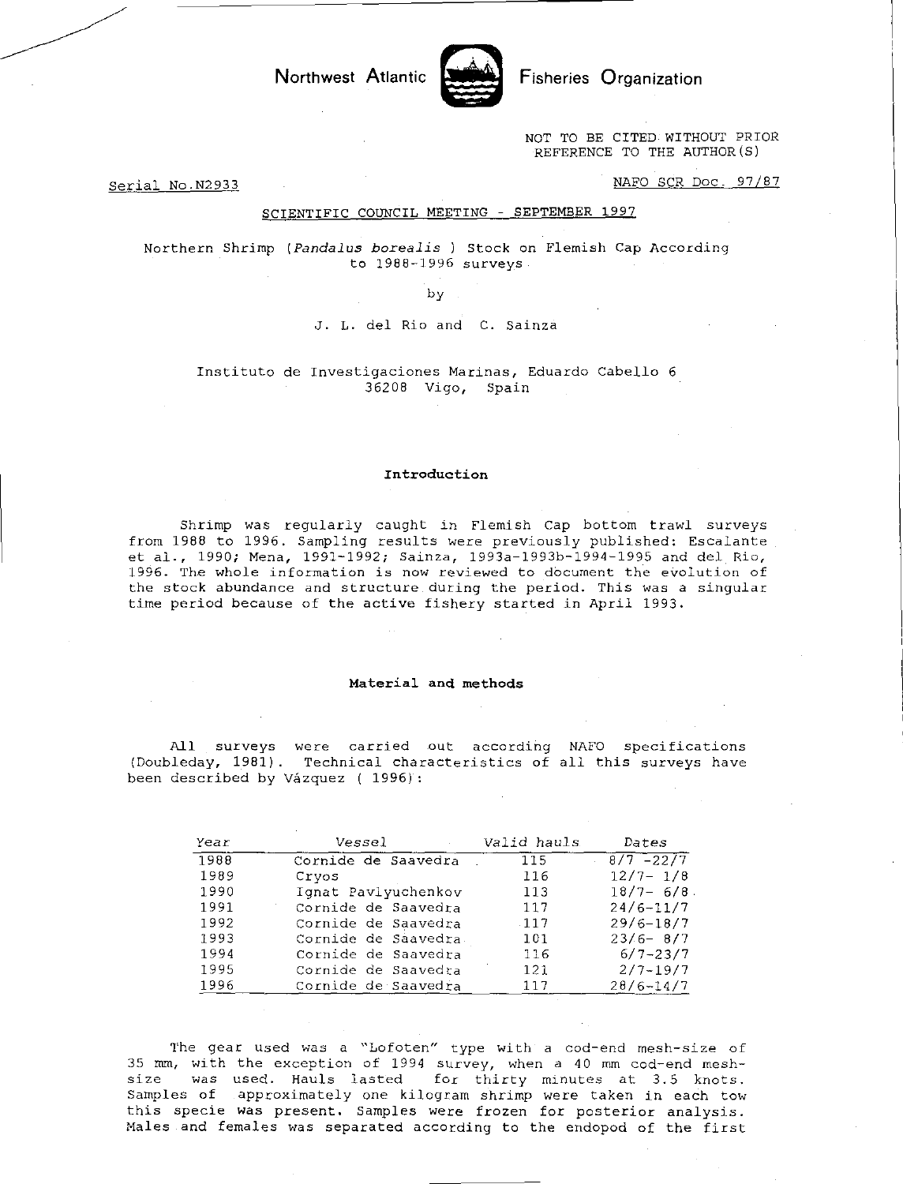Northwest Atlantic Fisheries Organization

NOT TO BE CITED WITHOUT PRIOR REFERENCE TO THE AUTHOR(S)

Serial No.N2933

NAFO SCR Doc. 97/87

SCIENTIFIC COUNCIL MEETING - SEPTEMBER 1997

# Northern Shrimp (*Pandalus borealis* ) Stock on Flemish Cap According to 1988-1996 surveys

by

J. L. del Rio and C. Sainza

Instituto de Investigaciones Marinas, Eduardo Cabello 6
36208 Vigo, Spain

## Introduction

Shrimp was regularly caught in Flemish Cap bottom trawl surveys from 1988 to 1996. Sampling results were previously published: Escalante et al., 1990; Mena, 1991-1992; Sainza, 1993a-1993b-1994-1995 and del Rio, 1996. The whole information is now reviewed to document the evolution of the stock abundance and structure during the period. This was a singular time period because of the active fishery started in April 1993.

## Material and methods

All surveys were carried out according NAFO specifications (Doubleday, 1981). Technical characteristics of all this surveys have been described by Vázquez ( 1996):

| Year | Vessel | Valid hauls | Dates |
|---|---|---|---|
| 1988 | Cornide de Saavedra | 115 | 8/7 -22/7 |
| 1989 | Cryos | 116 | 12/7- 1/8 |
| 1990 | Ignat Pavlyuchenkov | 113 | 18/7- 6/8 |
| 1991 | Cornide de Saavedra | 117 | 24/6-11/7 |
| 1992 | Cornide de Saavedra | 117 | 29/6-18/7 |
| 1993 | Cornide de Saavedra | 101 | 23/6- 8/7 |
| 1994 | Cornide de Saavedra | 116 | 6/7-23/7 |
| 1995 | Cornide de Saavedra | 121 | 2/7-19/7 |
| 1996 | Cornide de Saavedra | 117 | 28/6-14/7 |

The gear used was a "Lofoten" type with a cod-end mesh-size of 35 mm, with the exception of 1994 survey, when a 40 mm cod-end mesh-size was used. Hauls lasted for thirty minutes at 3.5 knots. Samples of approximately one kilogram shrimp were taken in each tow this specie was present. Samples were frozen for posterior analysis. Males and females was separated according to the endopod of the first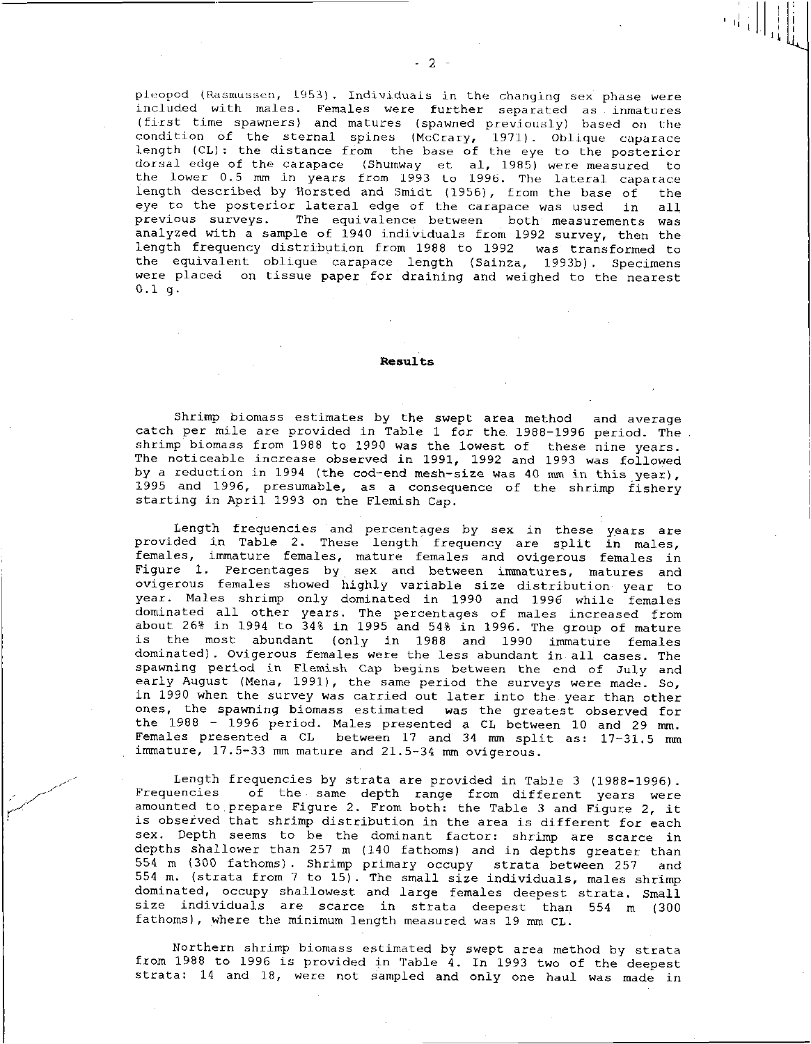pleopod (Rasmussen, 1953). Individuals in the changing sex phase were included with males. Females were further separated as inmatures (first time spawners) and matures (spawned previously) based on the condition of the sternal spines (McCrary, 1971). Oblique caparace length (CL): the distance from the base of the eye to the posterior dorsal edge of the carapace (Shumway et al, 1985) were measured to the lower 0.5 mm in years from 1993 to 1996. The lateral caparace length described by Horsted and Smidt (1956), from the base of the eye to the posterior lateral edge of the carapace was used in all previous surveys. The equivalence between both measurements was analyzed with a sample of 1940 individuals from 1992 survey, then the length frequency distribution from 1988 to 1992 was transformed to the equivalent oblique carapace length (Sainza, 1993b). Specimens were placed on tissue paper for draining and weighed to the nearest 0.1 g.

## Results

Shrimp biomass estimates by the swept area method and average catch per mile are provided in Table 1 for the 1988-1996 period. The shrimp biomass from 1988 to 1990 was the lowest of these nine years. The noticeable increase observed in 1991, 1992 and 1993 was followed by a reduction in 1994 (the cod-end mesh-size was 40 mm in this year), 1995 and 1996, presumable, as a consequence of the shrimp fishery starting in April 1993 on the Flemish Cap.

Length frequencies and percentages by sex in these years are provided in Table 2. These length frequency are split in males, females, immature females, mature females and ovigerous females in Figure 1. Percentages by sex and between immatures, matures and ovigerous females showed highly variable size distribution year to year. Males shrimp only dominated in 1990 and 1996 while females dominated all other years. The percentages of males increased from about 26% in 1994 to 34% in 1995 and 54% in 1996. The group of mature is the most abundant (only in 1988 and 1990 immature females dominated). Ovigerous females were the less abundant in all cases. The spawning period in Flemish Cap begins between the end of July and early August (Mena, 1991), the same period the surveys were made. So, in 1990 when the survey was carried out later into the year than other ones, the spawning biomass estimated was the greatest observed for the 1988 - 1996 period. Males presented a CL between 10 and 29 mm. Females presented a CL between 17 and 34 mm split as: 17-31.5 mm immature, 17.5-33 mm mature and 21.5-34 mm ovigerous.

Length frequencies by strata are provided in Table 3 (1988-1996). Frequencies of the same depth range from different years were amounted to prepare Figure 2. From both: the Table 3 and Figure 2, it is observed that shrimp distribution in the area is different for each sex. Depth seems to be the dominant factor: shrimp are scarce in depths shallower than 257 m (140 fathoms) and in depths greater than 554 m (300 fathoms). Shrimp primary occupy strata between 257 and 554 m. (strata from 7 to 15). The small size individuals, males shrimp dominated, occupy shallowest and large females deepest strata. Small size individuals are scarce in strata deepest than 554 m (300 fathoms), where the minimum length measured was 19 mm CL.

Northern shrimp biomass estimated by swept area method by strata from 1988 to 1996 is provided in Table 4. In 1993 two of the deepest strata: 14 and 18, were not sampled and only one haul was made in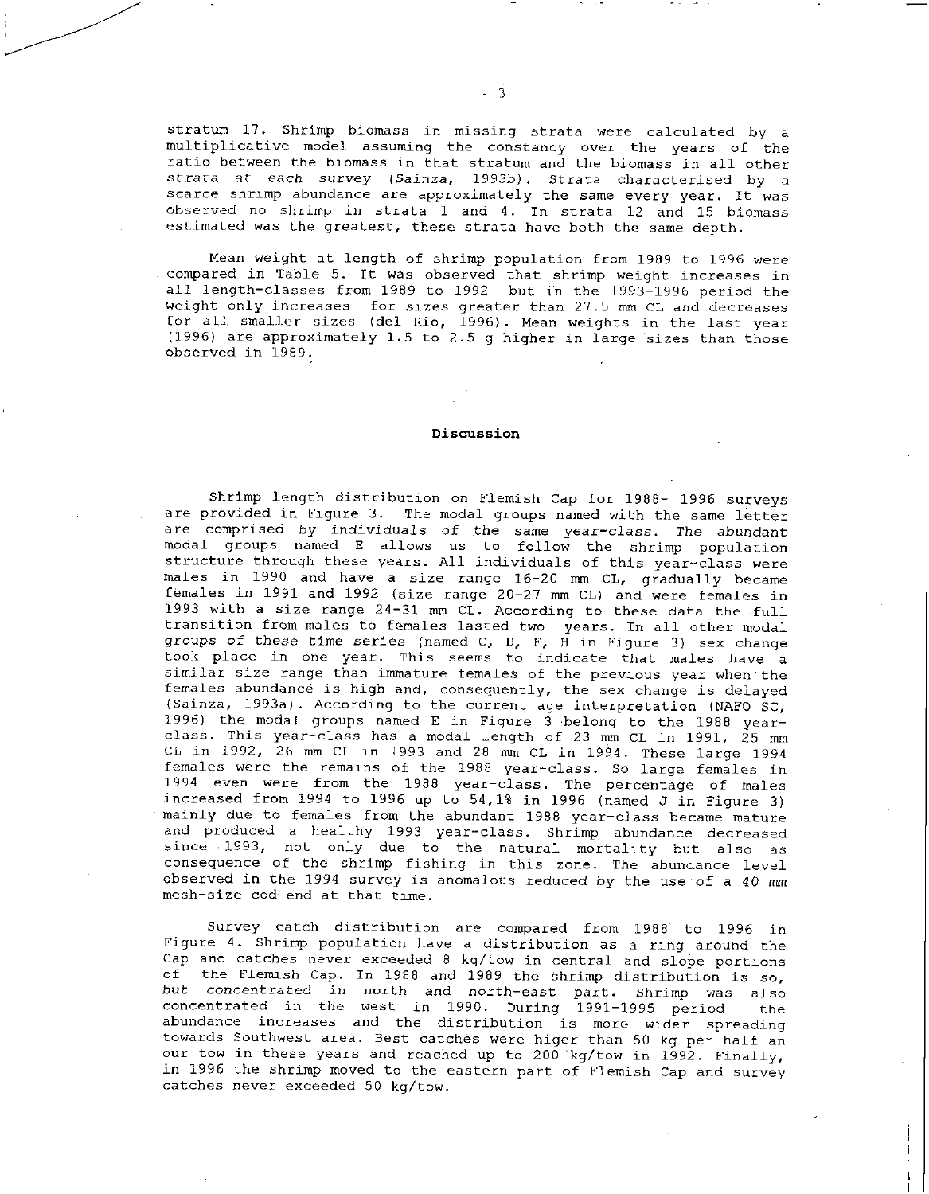stratum 17. Shrimp biomass in missing strata were calculated by a multiplicative model assuming the constancy over the years of the ratio between the biomass in that stratum and the biomass in all other strata at each survey (*Sainza*, 1993b). Strata characterised by a scarce shrimp abundance are approximately the same every year. It was observed no shrimp in strata 1 and 4. In strata 12 and 15 biomass estimated was the greatest, these strata have both the same depth.

Mean weight at length of shrimp population from 1989 to 1996 were compared in Table 5. It was observed that shrimp weight increases in all length-classes from 1989 to 1992 but in the 1993-1996 period the weight only increases for sizes greater than 27.5 mm CL and decreases for all smaller sizes (del Rio, 1996). Mean weights in the last year (1996) are approximately 1.5 to 2.5 g higher in large sizes than those observed in 1989.

## Discussion

Shrimp length distribution on Flemish Cap for 1988- 1996 surveys are provided in Figure 3. The modal groups named with the same letter are comprised by individuals of the same year-class. The abundant modal groups named E allows us to follow the shrimp population structure through these years. All individuals of this year-class were males in 1990 and have a size range 16-20 mm CL, gradually became females in 1991 and 1992 (size range 20-27 mm CL) and were females in 1993 with a size range 24-31 mm CL. According to these data the full transition from males to females lasted two years. In all other modal groups of these time series (named C, D, F, H in Figure 3) sex change took place in one year. This seems to indicate that males have a similar size range than immature females of the previous year when the females abundance is high and, consequently, the sex change is delayed (Sainza, 1993a). According to the current age interpretation (NAFO SC, 1996) the modal groups named E in Figure 3 belong to the 1988 year-class. This year-class has a modal length of 23 mm CL in 1991, 25 mm CL in 1992, 26 mm CL in 1993 and 28 mm CL in 1994. These large 1994 females were the remains of the 1988 year-class. So large females in 1994 even were from the 1988 year-class. The percentage of males increased from 1994 to 1996 up to 54,1% in 1996 (named J in Figure 3) mainly due to females from the abundant 1988 year-class became mature and produced a healthy 1993 year-class. Shrimp abundance decreased since 1993, not only due to the natural mortality but also as consequence of the shrimp fishing in this zone. The abundance level observed in the 1994 survey is anomalous reduced by the use of a 40 mm mesh-size cod-end at that time.

Survey catch distribution are compared from 1988 to 1996 in Figure 4. Shrimp population have a distribution as a ring around the Cap and catches never exceeded 8 kg/tow in central and slope portions of the Flemish Cap. In 1988 and 1989 the shrimp distribution is so, but concentrated in north and north-east part. Shrimp was also concentrated in the west in 1990. During 1991-1995 period the abundance increases and the distribution is more wider spreading towards Southwest area. Best catches were higer than 50 kg per half an our tow in these years and reached up to 200 kg/tow in 1992. Finally, in 1996 the shrimp moved to the eastern part of Flemish Cap and survey catches never exceeded 50 kg/tow.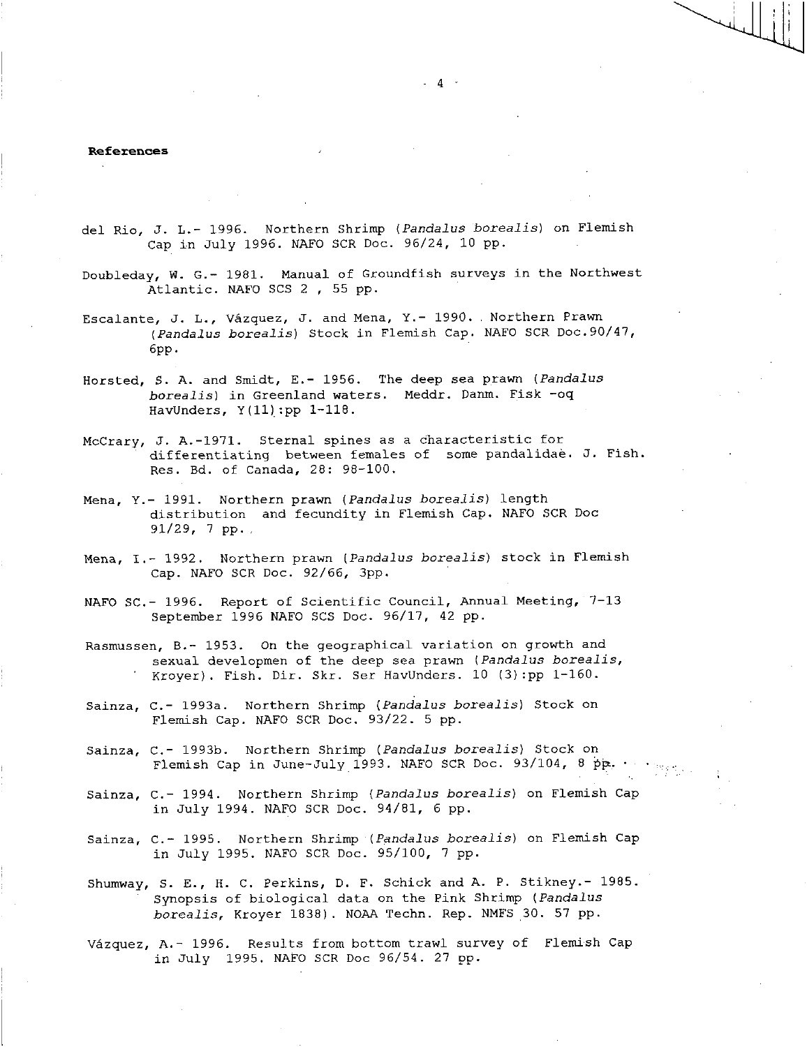**References**

del Rio, J. L.- 1996. Northern Shrimp (*Pandalus borealis*) on Flemish Cap in July 1996. NAFO SCR Doc. 96/24, 10 pp.

Doubleday, W. G.- 1981. Manual of Groundfish surveys in the Northwest Atlantic. NAFO SCS 2 , 55 pp.

Escalante, J. L., Vázquez, J. and Mena, Y.- 1990. Northern Prawn (*Pandalus borealis*) Stock in Flemish Cap. NAFO SCR Doc.90/47, 6pp.

Horsted, S. A. and Smidt, E.- 1956. The deep sea prawn (*Pandalus borealis*) in Greenland waters. Meddr. Danm. Fisk -oq HavUnders, Y(11):pp 1-118.

McCrary, J. A.-1971. Sternal spines as a characteristic for differentiating between females of some pandalidae. J. Fish. Res. Bd. of Canada, 28: 98-100.

Mena, Y.- 1991. Northern prawn (*Pandalus borealis*) length distribution and fecundity in Flemish Cap. NAFO SCR Doc 91/29, 7 pp.

Mena, I.- 1992. Northern prawn (*Pandalus borealis*) stock in Flemish Cap. NAFO SCR Doc. 92/66, 3pp.

NAFO SC.- 1996. Report of Scientific Council, Annual Meeting, 7-13 September 1996 NAFO SCS Doc. 96/17, 42 pp.

Rasmussen, B.- 1953. On the geographical variation on growth and sexual developmen of the deep sea prawn (*Pandalus borealis*, Kroyer). Fish. Dir. Skr. Ser HavUnders. 10 (3):pp 1-160.

Sainza, C.- 1993a. Northern Shrimp (*Pandalus borealis*) Stock on Flemish Cap. NAFO SCR Doc. 93/22. 5 pp.

Sainza, C.- 1993b. Northern Shrimp (*Pandalus borealis*) Stock on Flemish Cap in June-July 1993. NAFO SCR Doc. 93/104, 8 pp.

Sainza, C.- 1994. Northern Shrimp (*Pandalus borealis*) on Flemish Cap in July 1994. NAFO SCR Doc. 94/81, 6 pp.

Sainza, C.- 1995. Northern Shrimp (*Pandalus borealis*) on Flemish Cap in July 1995. NAFO SCR Doc. 95/100, 7 pp.

Shumway, S. E., H. C. Perkins, D. F. Schick and A. P. Stikney.- 1985. Synopsis of biological data on the Pink Shrimp (*Pandalus borealis*, Kroyer 1838). NOAA Techn. Rep. NMFS 30. 57 pp.

Vázquez, A.- 1996. Results from bottom trawl survey of Flemish Cap in July 1995. NAFO SCR Doc 96/54. 27 pp.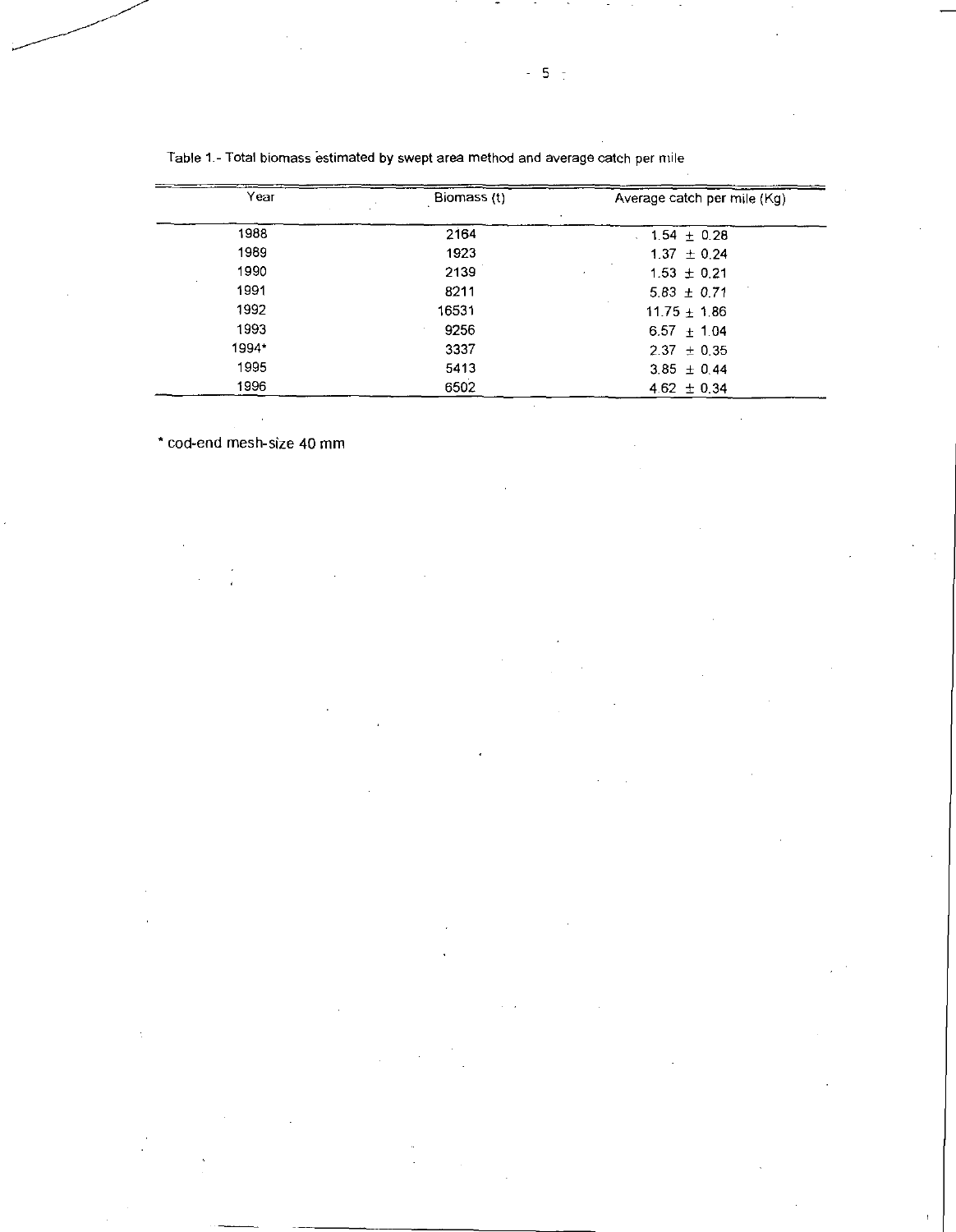Table 1.- Total biomass estimated by swept area method and average catch per mile

| Year | Biomass (t) | Average catch per mile (Kg) |
|---|---|---|
| 1988 | 2164 | 1.54 ± 0.28 |
| 1989 | 1923 | 1.37 ± 0.24 |
| 1990 | 2139 | 1.53 ± 0.21 |
| 1991 | 8211 | 5.83 ± 0.71 |
| 1992 | 16531 | 11.75 ± 1.86 |
| 1993 | 9256 | 6.57 ± 1.04 |
| 1994* | 3337 | 2.37 ± 0.35 |
| 1995 | 5413 | 3.85 ± 0.44 |
| 1996 | 6502 | 4.62 ± 0.34 |

* cod-end mesh-size 40 mm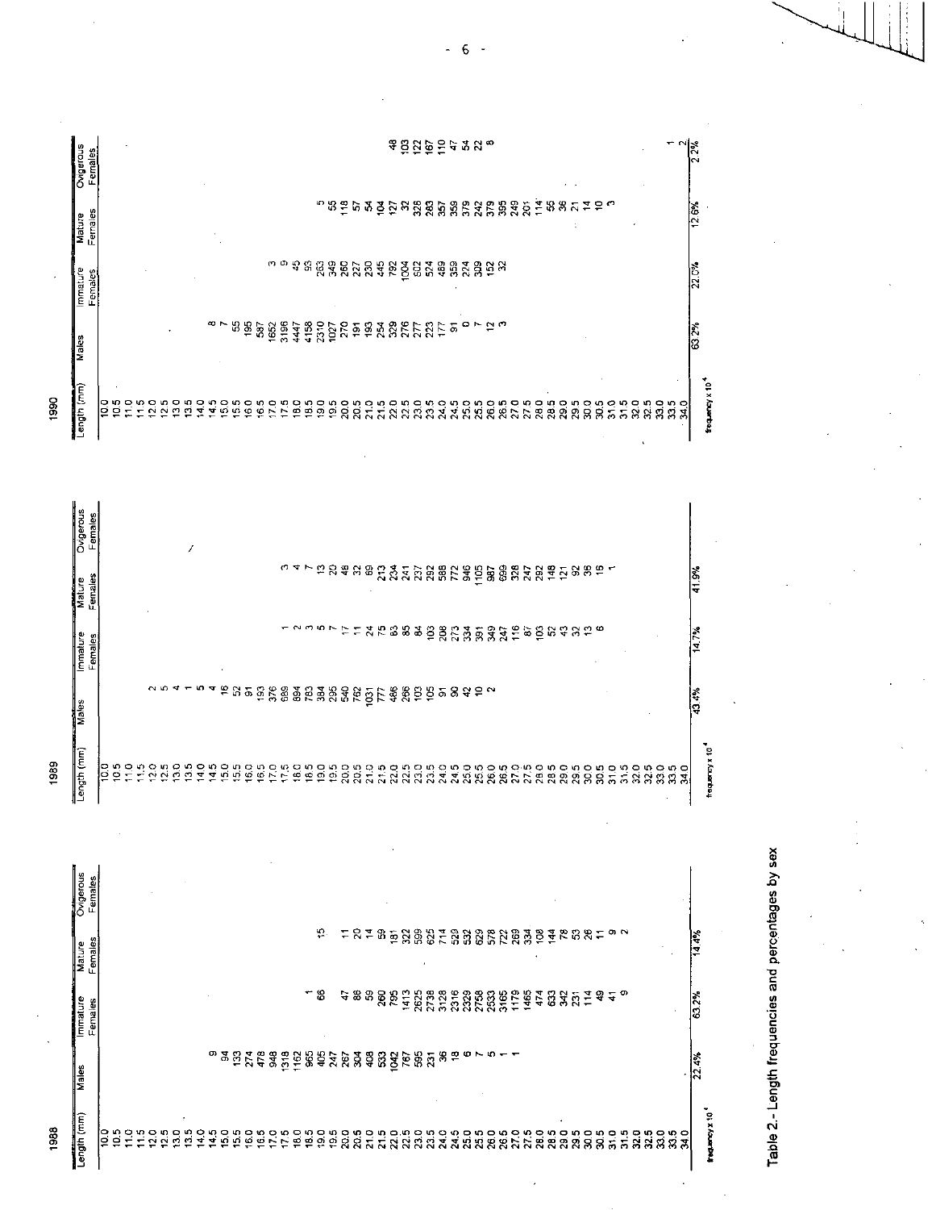**1988**

| Length (mm) | Males | Immature Females | Mature Females | Ovigerous Females |
|---|---|---|---|---|
| 10.0 | | | | |
| 10.5 | | | | |
| 11.0 | | | | |
| 11.5 | | | | |
| 12.0 | | | | |
| 12.5 | | | | |
| 13.0 | | | | |
| 13.5 | | | | |
| 14.0 | | | | |
| 14.5 | 9 | | | |
| 15.0 | 94 | | | |
| 15.5 | 133 | | | |
| 16.0 | 274 | | | |
| 16.5 | 478 | | | |
| 17.0 | 948 | | | |
| 17.5 | 1318 | | | |
| 18.0 | 1162 | 1 | | |
| 18.5 | 965 | 66 | 15 | |
| 19.0 | 405 | | | |
| 19.5 | 247 | | | |
| 20.0 | 267 | 47 | 11 | |
| 20.5 | 304 | 88 | 20 | |
| 21.0 | 408 | 59 | 14 | |
| 21.5 | 533 | 260 | 59 | |
| 22.0 | 1042 | 795 | 181 | |
| 22.5 | 767 | 1413 | 322 | |
| 23.0 | 595 | 2625 | 599 | |
| 23.5 | 231 | 2738 | 625 | |
| 24.0 | 36 | 3128 | 714 | |
| 24.5 | 18 | 2316 | 529 | |
| 25.0 | 6 | 2329 | 532 | |
| 25.5 | 7 | 2758 | 629 | |
| 26.0 | 5 | 2533 | 578 | |
| 26.5 | 1 | 3165 | 722 | |
| 27.0 | 1 | 1179 | 269 | |
| 27.5 | | 1465 | 334 | |
| 28.0 | | 474 | 108 | |
| 28.5 | | 633 | 144 | |
| 29.0 | | 342 | 78 | |
| 29.5 | | 231 | 53 | |
| 30.0 | | 114 | 26 | |
| 30.5 | | 49 | 11 | |
| 31.0 | | 41 | 9 | |
| 31.5 | | 9 | 2 | |
| 32.0 | | | | |
| 32.5 | | | | |
| 33.0 | | | | |
| 33.5 | | | | |
| 34.0 | | | | |
| | 22.4% | 63.2% | 14.4% | |

frequency x $10^4$

**1989**

| Length (mm) | Males | Immature Females | Mature Females | Ovigerous Females |
|---|---|---|---|---|
| 10.0 | | | | |
| 10.5 | | | | |
| 11.0 | | | | |
| 11.5 | | | | |
| 12.0 | 2 | | | |
| 12.5 | 5 | | | |
| 13.0 | 4 | | | |
| 13.5 | 1 | | | |
| 14.0 | 5 | | | |
| 14.5 | 4 | | | |
| 15.0 | 16 | | | |
| 15.5 | 52 | | | |
| 16.0 | 91 | | | |
| 16.5 | 193 | | | |
| 17.0 | 376 | | | |
| 17.5 | 689 | 1 | 3 | |
| 18.0 | 894 | 2 | 4 | |
| 18.5 | 783 | 3 | 7 | |
| 19.0 | 384 | 5 | 13 | |
| 19.5 | 295 | 7 | 20 | |
| 20.0 | 540 | 17 | 48 | |
| 20.5 | 762 | 11 | 32 | |
| 21.0 | 1031 | 24 | 69 | |
| 21.5 | 777 | 75 | 213 | |
| 22.0 | 466 | 83 | 234 | |
| 22.5 | 266 | 85 | 241 | |
| 23.0 | 103 | 84 | 237 | |
| 23.5 | 105 | 103 | 292 | |
| 24.0 | 91 | 208 | 588 | |
| 24.5 | 90 | 273 | 772 | |
| 25.0 | 42 | 334 | 946 | |
| 25.5 | 10 | 391 | 1105 | |
| 26.0 | 2 | 349 | 987 | |
| 26.5 | | 247 | 699 | |
| 27.0 | | 116 | 328 | |
| 27.5 | | 87 | 247 | |
| 28.0 | | 103 | 292 | |
| 28.5 | | 52 | 148 | |
| 29.0 | | 43 | 121 | |
| 29.5 | | 32 | 92 | |
| 30.0 | | 13 | 36 | |
| 30.5 | | 6 | 16 | |
| 31.0 | | | 1 | |
| 31.5 | | | | |
| 32.0 | | | | |
| 32.5 | | | | |
| 33.0 | | | | |
| 33.5 | | | | |
| 34.0 | | | | |
| | 43.4% | 14.7% | 41.9% | |

frequency x $10^4$

**1990**

| Length (mm) | Males | Immature Females | Mature Females | Ovigerous Females |
|---|---|---|---|---|
| 10.0 | | | | |
| 10.5 | | | | |
| 11.0 | | | | |
| 11.5 | | | | |
| 12.0 | | | | |
| 12.5 | | | | |
| 13.0 | | | | |
| 13.5 | | | | |
| 14.0 | | | | |
| 14.5 | 8 | | | |
| 15.0 | 7 | | | |
| 15.5 | 55 | | | |
| 16.0 | 195 | | | |
| 16.5 | 587 | | | |
| 17.0 | 1652 | 3 | | |
| 17.5 | 3196 | 9 | | |
| 18.0 | 4447 | 45 | | |
| 18.5 | 4158 | 93 | | |
| 19.0 | 2310 | 263 | | |
| 19.5 | 1027 | 349 | 5 | |
| 20.0 | 270 | 260 | 55 | |
| 20.5 | 191 | 227 | 118 | |
| 21.0 | 193 | 230 | 57 | |
| 21.5 | 254 | 445 | 54 | |
| 22.0 | 329 | 792 | 104 | 48 |
| 22.5 | 276 | 1004 | 127 | 103 |
| 23.0 | 277 | 502 | 32 | 122 |
| 23.5 | 223 | 524 | 326 | 167 |
| 24.0 | 177 | 489 | 283 | 110 |
| 24.5 | 91 | 359 | 357 | 47 |
| 25.0 | 0 | 224 | 359 | 54 |
| 25.5 | 7 | 309 | 379 | 22 |
| 26.0 | 12 | 152 | 242 | 8 |
| 26.5 | 3 | 32 | 379 | |
| 27.0 | | | 395 | |
| 27.5 | | | 249 | |
| 28.0 | | | 201 | |
| 28.5 | | | 114 | |
| 29.0 | | | 55 | |
| 29.5 | | | 36 | |
| 30.0 | | | 21 | |
| 30.5 | | | 14 | |
| 31.0 | | | 10 | |
| 31.5 | | | 3 | |
| 32.0 | | | | |
| 32.5 | | | | |
| 33.0 | | | | |
| 33.5 | | | | 1 |
| 34.0 | | | | 2 |
| | 63.2% | 22.0% | 12.6% | 2.2% |

frequency x $10^4$

Table 2.- Length frequencies and percentages by sex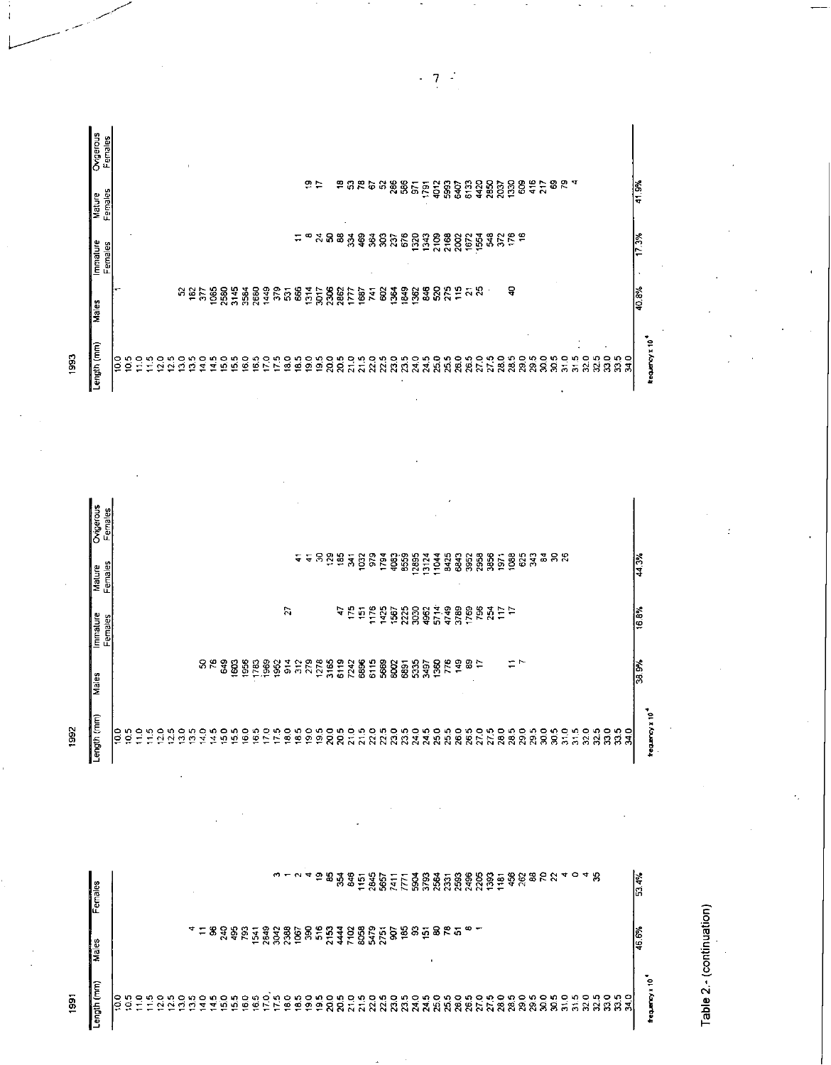**1991**

| Length (mm) | Males | Females |
|---|---|---|
| 10.0 | | |
| 10.5 | | |
| 11.0 | | |
| 11.5 | | |
| 12.0 | | |
| 12.5 | | |
| 13.0 | | |
| 13.5 | 4 | |
| 14.0 | 11 | |
| 14.5 | 96 | |
| 15.0 | 240 | |
| 15.5 | 495 | |
| 16.0 | 793 | |
| 16.5 | 1541 | |
| 17.0 | 2849 | |
| 17.5 | 3042 | 3 |
| 18.0 | 2388 | 1 |
| 18.5 | 1067 | 2 |
| 19.0 | 390 | 4 |
| 19.5 | 516 | 19 |
| 20.0 | 2153 | 85 |
| 20.5 | 4444 | 354 |
| 21.0 | 7102 | 846 |
| 21.5 | 8058 | 1151 |
| 22.0 | 5479 | 2845 |
| 22.5 | 2751 | 5657 |
| 23.0 | 907 | 7411 |
| 23.5 | 185 | 7771 |
| 24.0 | 93 | 5904 |
| 24.5 | 151 | 3793 |
| 25.0 | 80 | 2564 |
| 25.5 | 78 | 2331 |
| 26.0 | 51 | 2593 |
| 26.5 | 6 | 2496 |
| 27.0 | 1 | 2205 |
| 27.5 | | 1393 |
| 28.0 | | 1181 |
| 28.5 | | 456 |
| 29.0 | | 262 |
| 29.5 | | 88 |
| 30.0 | | 70 |
| 30.5 | | 22 |
| 31.0 | | 4 |
| 31.5 | | 0 |
| 32.0 | | 4 |
| 32.5 | | 35 |
| 33.0 | | |
| 33.5 | | |
| 34.0 | | |
| frequency x $10^4$ | 46.6% | 53.4% |

**1992**

| Length (mm) | Males | Immature Females | Mature Females | Ovigerous Females |
|---|---|---|---|---|
| 10.0 | | | | |
| 10.5 | | | | |
| 11.0 | | | | |
| 11.5 | | | | |
| 12.0 | | | | |
| 12.5 | | | | |
| 13.0 | | | | |
| 13.5 | | | | |
| 14.0 | 50 | | | |
| 14.5 | 76 | | | |
| 15.0 | 649 | | | |
| 15.5 | 1603 | | | |
| 16.0 | 1956 | | | |
| 16.5 | 1783 | | | |
| 17.0 | 1969 | | | |
| 17.5 | 1962 | | | |
| 18.0 | 914 | 27 | | |
| 18.5 | 312 | | 41 | |
| 19.0 | 279 | | 41 | |
| 19.5 | 1276 | | 30 | |
| 20.0 | 3165 | | 129 | |
| 20.5 | 6119 | 47 | 185 | |
| 21.0 | 7242 | 175 | 341 | |
| 21.5 | 6896 | 151 | 1032 | |
| 22.0 | 6115 | 1176 | 979 | |
| 22.5 | 5669 | 1425 | 1794 | |
| 23.0 | 8002 | 1567 | 4083 | |
| 23.5 | 6891 | 2225 | 8559 | |
| 24.0 | 5335 | 3030 | 12895 | |
| 24.5 | 3497 | 4962 | 13124 | |
| 25.0 | 1360 | 5714 | 11044 | |
| 25.5 | 776 | 4749 | 8425 | |
| 26.0 | 149 | 3789 | 6843 | |
| 26.5 | 89 | 1769 | 3952 | |
| 27.0 | 17 | 796 | 2958 | |
| 27.5 | | 254 | 3856 | |
| 28.0 | | 117 | 1971 | |
| 28.5 | 11 | 17 | 1088 | |
| 29.0 | 7 | 17 | 625 | |
| 29.5 | | | 343 | |
| 30.0 | | | 84 | |
| 30.5 | | | 30 | |
| 31.0 | | | 26 | |
| 31.5 | | | | |
| 32.0 | | | | |
| 32.5 | | | | |
| 33.0 | | | | |
| 33.5 | | | | |
| 34.0 | | | | |
| frequency x $10^4$ | 38.9% | 16.8% | 44.3% | |

**1993**

| Length (mm) | Males | Immature Females | Mature Females | Ovigerous Females |
|---|---|---|---|---|
| 10.0 | | | | |
| 10.5 | | | | |
| 11.0 | | | | |
| 11.5 | | | | |
| 12.0 | | | | |
| 12.5 | | | | |
| 13.0 | 52 | | | |
| 13.5 | 162 | | | |
| 14.0 | 377 | | | |
| 14.5 | 1065 | | | |
| 15.0 | 2580 | | | |
| 15.5 | 3145 | | | |
| 16.0 | 3584 | | | |
| 16.5 | 2680 | | | |
| 17.0 | 1449 | | | |
| 17.5 | 379 | | | |
| 18.0 | 531 | | | |
| 18.5 | 666 | 11 | | |
| 19.0 | 1314 | 8 | 19 | |
| 19.5 | 3017 | 24 | 17 | |
| 20.0 | 2306 | 50 | | |
| 20.5 | 2862 | 88 | 18 | |
| 21.0 | 1777 | 334 | 53 | |
| 21.5 | 1687 | 469 | 78 | |
| 22.0 | 741 | 364 | 67 | |
| 22.5 | 602 | 303 | 52 | |
| 23.0 | 1364 | 237 | 286 | |
| 23.5 | 1849 | 676 | 566 | |
| 24.0 | 1362 | 1320 | 971 | |
| 24.5 | 846 | 1343 | 1791 | |
| 25.0 | 520 | 2109 | 4012 | |
| 25.5 | 275 | 2168 | 5993 | |
| 26.0 | 115 | 2002 | 6407 | |
| 26.5 | 21 | 1672 | 6133 | |
| 27.0 | 25 | 1554 | 4420 | |
| 27.5 | | 548 | 2850 | |
| 28.0 | | 372 | 2037 | |
| 28.5 | 40 | 176 | 1330 | |
| 29.0 | | 16 | 609 | |
| 29.5 | | | 416 | |
| 30.0 | | | 217 | |
| 30.5 | | | 69 | |
| 31.0 | | | 79 | |
| 31.5 | | | 4 | |
| 32.0 | | | | |
| 32.5 | | | | |
| 33.0 | | | | |
| 33.5 | | | | |
| 34.0 | | | | |
| frequency x $10^4$ | 40.8% | 17.3% | 41.9% | |

Table 2.- (continuation)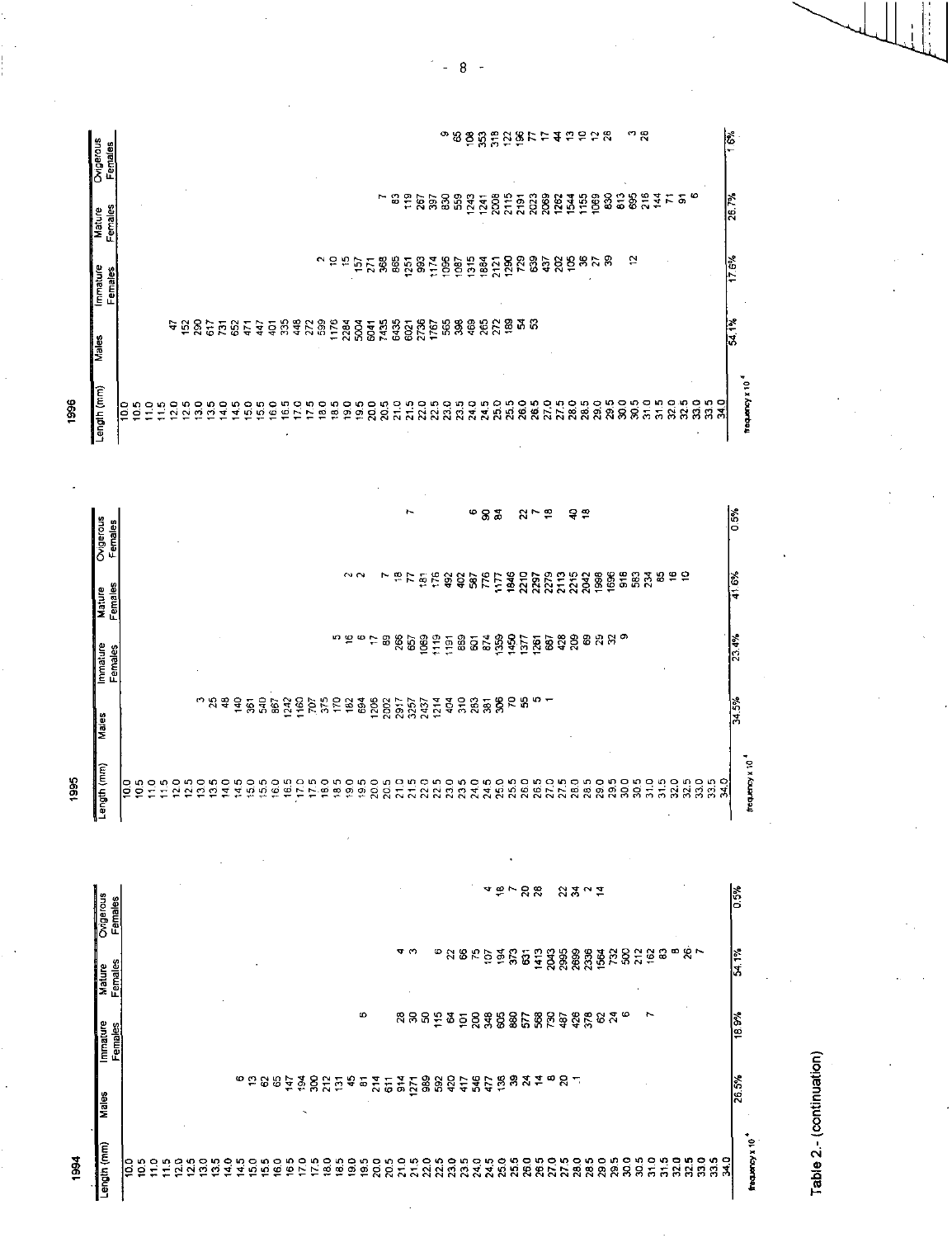**1994**

| Length (mm) | Males | Immature Females | Mature Females | Ovigerous Females |
|---|---|---|---|---|
| 10.0 | | | | |
| 10.5 | | | | |
| 11.0 | | | | |
| 11.5 | | | | |
| 12.0 | | | | |
| 12.5 | | | | |
| 13.0 | | | | |
| 13.5 | | | | |
| 14.0 | | | | |
| 14.5 | 6 | | | |
| 15.0 | 13 | | | |
| 15.5 | 62 | | | |
| 16.0 | 65 | | | |
| 16.5 | 147 | | | |
| 17.0 | 194 | | | |
| 17.5 | 300 | | | |
| 18.0 | 212 | | | |
| 18.5 | 131 | | | |
| 19.0 | 45 | | | |
| 19.5 | 81 | 6 | | |
| 20.0 | 214 | | | |
| 20.5 | 611 | | | |
| 21.0 | 914 | 28 | 4 | |
| 21.5 | 1271 | 30 | 3 | |
| 22.0 | 989 | 50 | | |
| 22.5 | 592 | 115 | 6 | |
| 23.0 | 420 | 64 | 22 | |
| 23.5 | 417 | 101 | 66 | |
| 24.0 | 546 | 200 | 75 | |
| 24.5 | 477 | 348 | 107 | 4 |
| 25.0 | 136 | 605 | 194 | 16 |
| 25.5 | 39 | 880 | 373 | 7 |
| 26.0 | 24 | 577 | 631 | 20 |
| 26.5 | 14 | 568 | 1413 | 28 |
| 27.0 | 8 | 730 | 2043 | |
| 27.5 | 20 | 487 | 2995 | 22 |
| 28.0 | 1 | 426 | 2699 | 34 |
| 28.5 | | 378 | 2336 | 2 |
| 29.0 | | 62 | 1564 | 14 |
| 29.5 | | 24 | 732 | |
| 30.0 | | 6 | 500 | |
| 30.5 | | | 212 | |
| 31.0 | | 7 | 162 | |
| 31.5 | | | 83 | |
| 32.0 | | | 8 | |
| 32.5 | | | 26 | |
| 33.0 | | | 7 | |
| 33.5 | | | | |
| 34.0 | | | | |
| frequency x $10^4$ | 26.5% | 18.9% | 54.1% | 0.5% |

**1995**

| Length (mm) | Males | Immature Females | Mature Females | Ovigerous Females |
|---|---|---|---|---|
| 10.0 | | | | |
| 10.5 | | | | |
| 11.0 | | | | |
| 11.5 | | | | |
| 12.0 | | | | |
| 12.5 | | | | |
| 13.0 | 3 | | | |
| 13.5 | 25 | | | |
| 14.0 | 48 | | | |
| 14.5 | 140 | | | |
| 15.0 | 361 | | | |
| 15.5 | 540 | | | |
| 16.0 | 867 | | | |
| 16.5 | 1242 | | | |
| 17.0 | 1160 | | | |
| 17.5 | 707 | | | |
| 18.0 | 375 | | | |
| 18.5 | 170 | 5 | | |
| 19.0 | 162 | 16 | 2 | |
| 19.5 | 694 | 6 | 2 | |
| 20.0 | 1206 | 17 | | |
| 20.5 | 2002 | 89 | 7 | |
| 21.0 | 2917 | 266 | 18 | |
| 21.5 | 3257 | 657 | 77 | 7 |
| 22.0 | 2437 | 1069 | 181 | |
| 22.5 | 1214 | 1119 | 176 | |
| 23.0 | 404 | 1131 | 492 | |
| 23.5 | 310 | 869 | 402 | |
| 24.0 | 263 | 601 | 587 | 6 |
| 24.5 | 381 | 874 | 776 | 90 |
| 25.0 | 306 | 1359 | 1177 | 84 |
| 25.5 | 70 | 1450 | 1846 | |
| 26.0 | 55 | 1377 | 2210 | 22 |
| 26.5 | 5 | 1261 | 2297 | 7 |
| 27.0 | 1 | 687 | 2279 | 18 |
| 27.5 | | 428 | 2113 | |
| 28.0 | | 209 | 2215 | 40 |
| 28.5 | | 69 | 2042 | 18 |
| 29.0 | | 25 | 1998 | |
| 29.5 | | 32 | 1696 | |
| 30.0 | | 9 | 916 | |
| 30.5 | | | 583 | |
| 31.0 | | | 234 | |
| 31.5 | | | 85 | |
| 32.0 | | | 16 | |
| 32.5 | | | 10 | |
| 33.0 | | | | |
| 33.5 | | | | |
| 34.0 | | | | |
| frequency x $10^4$ | 34.5% | 23.4% | 41.6% | 0.5% |

**1996**

| Length (mm) | Males | Immature Females | Mature Females | Ovigerous Females |
|---|---|---|---|---|
| 10.0 | | | | |
| 10.5 | | | | |
| 11.0 | | | | |
| 11.5 | 47 | | | |
| 12.0 | 152 | | | |
| 12.5 | 290 | | | |
| 13.0 | 617 | | | |
| 13.5 | 731 | | | |
| 14.0 | 652 | | | |
| 14.5 | 471 | | | |
| 15.0 | 447 | | | |
| 15.5 | 401 | | | |
| 16.0 | 335 | | | |
| 16.5 | 448 | | | |
| 17.0 | 272 | | | |
| 17.5 | 599 | | | |
| 18.0 | 1176 | 2 | | |
| 18.5 | 2284 | 10 | | |
| 19.0 | 5004 | 15 | | |
| 19.5 | 6041 | 157 | | |
| 20.0 | 7435 | 271 | | |
| 20.5 | 6435 | 368 | 7 | |
| 21.0 | 6021 | 865 | 83 | |
| 21.5 | 2736 | 1251 | 119 | |
| 22.0 | 1767 | 993 | 267 | |
| 22.5 | 565 | 1174 | 397 | |
| 23.0 | 398 | 1096 | 830 | 9 |
| 23.5 | 469 | 1087 | 559 | 65 |
| 24.0 | 265 | 1315 | 1243 | 108 |
| 24.5 | 272 | 1884 | 1241 | 353 |
| 25.0 | 189 | 2121 | 2008 | 318 |
| 25.5 | 54 | 1290 | 2115 | 122 |
| 26.0 | 53 | 729 | 2191 | 196 |
| 26.5 | | 639 | 2023 | 77 |
| 27.0 | | 437 | 2069 | 17 |
| 27.5 | | 202 | 1262 | 44 |
| 28.0 | | 105 | 1544 | 13 |
| 28.5 | | 36 | 1155 | 10 |
| 29.0 | | 27 | 1069 | 12 |
| 29.5 | | 39 | 830 | 28 |
| 30.0 | | | 813 | |
| 30.5 | | 12 | 695 | 3 |
| 31.0 | | | 216 | 28 |
| 31.5 | | | 144 | |
| 32.0 | | | 71 | |
| 32.5 | | | 91 | |
| 33.0 | | | 6 | |
| 33.5 | | | | |
| 34.0 | | | | |
| frequency x $10^4$ | 54.1% | 17.6% | 26.7% | 1.6% |

Table 2.- (continuation)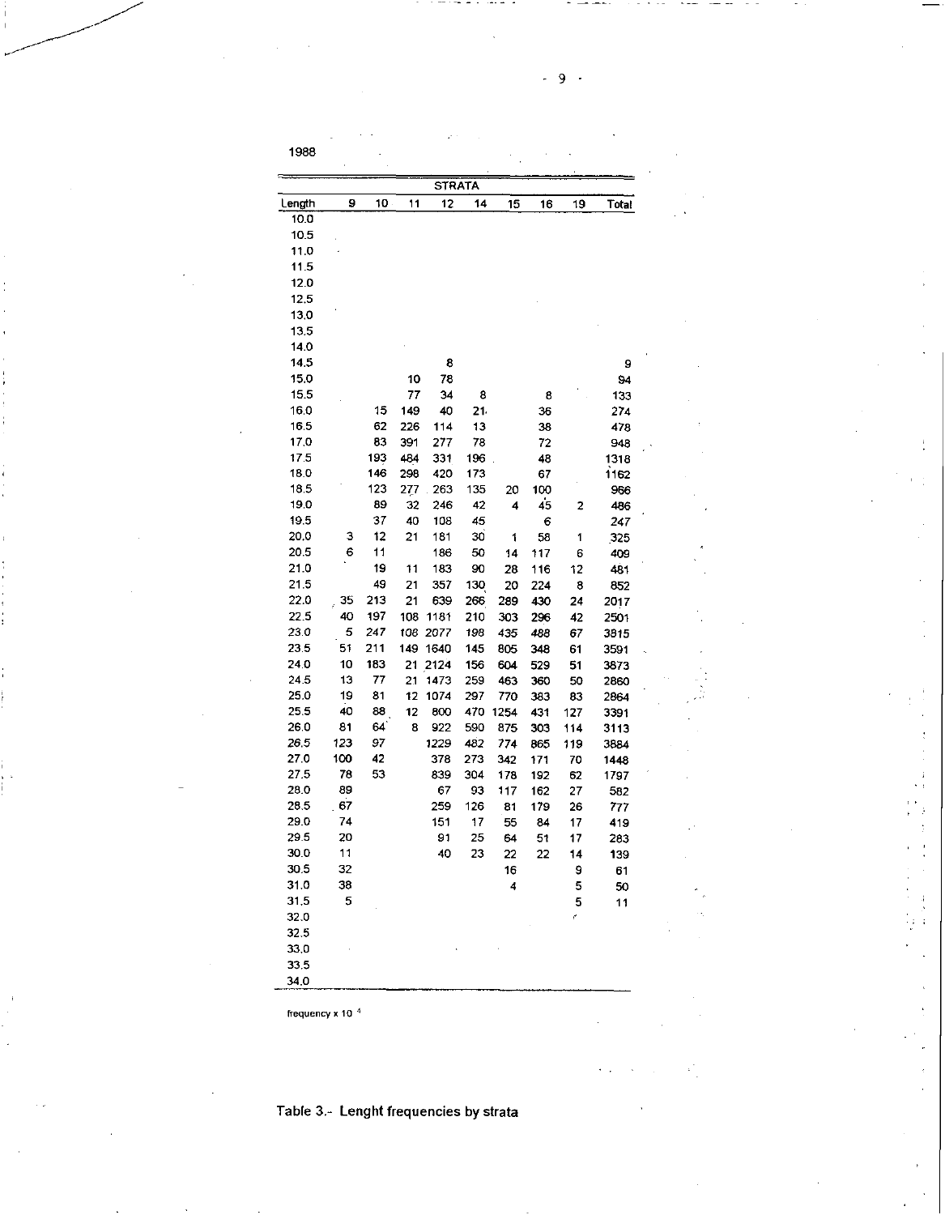1988

| | STRATA | | | | | | | | |
|---|---|---|---|---|---|---|---|---|---|
| Length | 9 | 10 | 11 | 12 | 14 | 15 | 16 | 19 | Total |
| 10.0 | | | | | | | | | |
| 10.5 | | | | | | | | | |
| 11.0 | | | | | | | | | |
| 11.5 | | | | | | | | | |
| 12.0 | | | | | | | | | |
| 12.5 | | | | | | | | | |
| 13.0 | | | | | | | | | |
| 13.5 | | | | | | | | | |
| 14.0 | | | | | | | | | |
| 14.5 | | | | 8 | | | | | 9 |
| 15.0 | | | 10 | 78 | | | | | 94 |
| 15.5 | | | 77 | 34 | 8 | | 8 | | 133 |
| 16.0 | | 15 | 149 | 40 | 21 | | 36 | | 274 |
| 16.5 | | 62 | 226 | 114 | 13 | | 38 | | 478 |
| 17.0 | | 83 | 391 | 277 | 78 | | 72 | | 948 |
| 17.5 | | 193 | 484 | 331 | 196 | | 48 | | 1318 |
| 18.0 | | 146 | 298 | 420 | 173 | | 67 | | 1162 |
| 18.5 | | 123 | 277 | 263 | 135 | 20 | 100 | | 966 |
| 19.0 | | 89 | 32 | 246 | 42 | 4 | 45 | 2 | 486 |
| 19.5 | | 37 | 40 | 108 | 45 | | 6 | | 247 |
| 20.0 | 3 | 12 | 21 | 181 | 30 | 1 | 58 | 1 | 325 |
| 20.5 | 6 | 11 | | 186 | 50 | 14 | 117 | 6 | 409 |
| 21.0 | | 19 | 11 | 183 | 90 | 28 | 116 | 12 | 481 |
| 21.5 | | 49 | 21 | 357 | 130 | 20 | 224 | 8 | 852 |
| 22.0 | 35 | 213 | 21 | 639 | 266 | 289 | 430 | 24 | 2017 |
| 22.5 | 40 | 197 | 108 | 1181 | 210 | 303 | 296 | 42 | 2501 |
| 23.0 | 5 | 247 | 108 | 2077 | 198 | 435 | 488 | 67 | 3815 |
| 23.5 | 51 | 211 | 149 | 1640 | 145 | 805 | 348 | 61 | 3591 |
| 24.0 | 10 | 183 | 21 | 2124 | 156 | 604 | 529 | 51 | 3873 |
| 24.5 | 13 | 77 | 21 | 1473 | 259 | 463 | 360 | 50 | 2860 |
| 25.0 | 19 | 81 | 12 | 1074 | 297 | 770 | 383 | 83 | 2864 |
| 25.5 | 40 | 88 | 12 | 800 | 470 | 1254 | 431 | 127 | 3391 |
| 26.0 | 81 | 64 | 8 | 922 | 590 | 875 | 303 | 114 | 3113 |
| 26.5 | 123 | 97 | | 1229 | 482 | 774 | 865 | 119 | 3884 |
| 27.0 | 100 | 42 | | 378 | 273 | 342 | 171 | 70 | 1448 |
| 27.5 | 78 | 53 | | 839 | 304 | 178 | 192 | 62 | 1797 |
| 28.0 | 89 | | | 67 | 93 | 117 | 162 | 27 | 582 |
| 28.5 | 67 | | | 259 | 126 | 81 | 179 | 26 | 777 |
| 29.0 | 74 | | | 151 | 17 | 55 | 84 | 17 | 419 |
| 29.5 | 20 | | | 91 | 25 | 64 | 51 | 17 | 283 |
| 30.0 | 11 | | | 40 | 23 | 22 | 22 | 14 | 139 |
| 30.5 | 32 | | | | | 16 | | 9 | 61 |
| 31.0 | 38 | | | | | 4 | | 5 | 50 |
| 31.5 | 5 | | | | | | | 5 | 11 |
| 32.0 | | | | | | | | | |
| 32.5 | | | | | | | | | |
| 33.0 | | | | | | | | | |
| 33.5 | | | | | | | | | |
| 34.0 | | | | | | | | | |

frequency x $10^{-4}$

Table 3.- Lenght frequencies by strata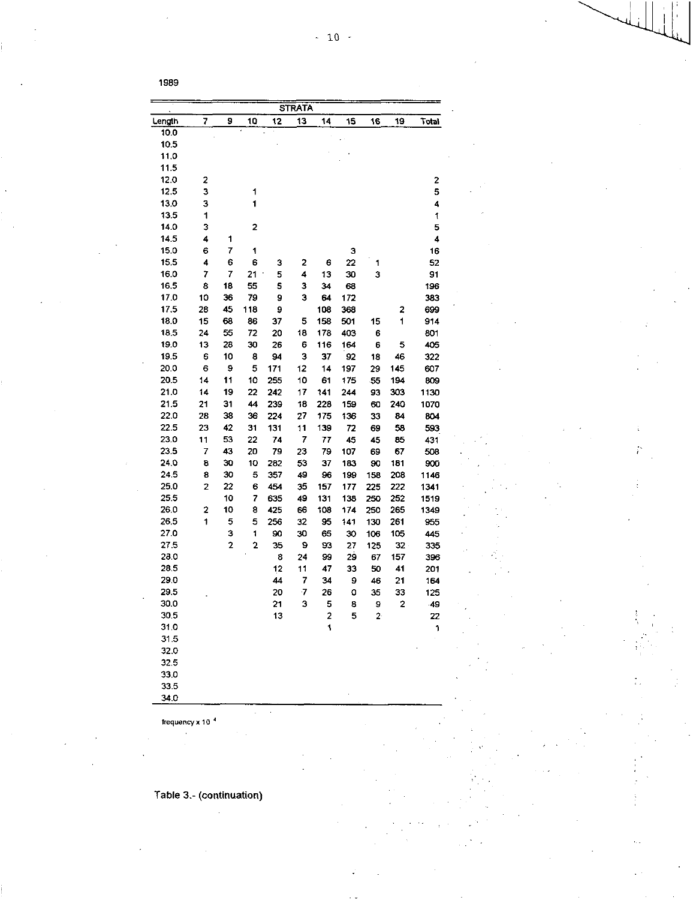1989

| Length | 7 | 9 | 10 | 12 | 13 | 14 | 15 | 16 | 19 | Total |
|---|---|---|---|---|---|---|---|---|---|---|
| | STRATA | | | | | | | | | |
| 10.0 | | | | | | | | | | |
| 10.5 | | | | | | | | | | |
| 11.0 | | | | | | | | | | |
| 11.5 | | | | | | | | | | |
| 12.0 | 2 | | | | | | | | | 2 |
| 12.5 | 3 | | 1 | | | | | | | 5 |
| 13.0 | 3 | | 1 | | | | | | | 4 |
| 13.5 | 1 | | | | | | | | | 1 |
| 14.0 | 3 | | 2 | | | | | | | 5 |
| 14.5 | 4 | 1 | | | | | | | | 4 |
| 15.0 | 6 | 7 | 1 | | | | 3 | | | 16 |
| 15.5 | 4 | 6 | 6 | 3 | 2 | 6 | 22 | 1 | | 52 |
| 16.0 | 7 | 7 | 21 | 5 | 4 | 13 | 30 | 3 | | 91 |
| 16.5 | 8 | 18 | 55 | 5 | 3 | 34 | 68 | | | 196 |
| 17.0 | 10 | 36 | 79 | 9 | 3 | 64 | 172 | | | 383 |
| 17.5 | 28 | 45 | 118 | 9 | | 108 | 368 | | 2 | 699 |
| 18.0 | 15 | 68 | 86 | 37 | 5 | 158 | 501 | 15 | 1 | 914 |
| 18.5 | 24 | 55 | 72 | 20 | 18 | 178 | 403 | 6 | | 801 |
| 19.0 | 13 | 28 | 30 | 26 | 6 | 116 | 164 | 6 | 5 | 405 |
| 19.5 | 6 | 10 | 8 | 94 | 3 | 37 | 92 | 18 | 46 | 322 |
| 20.0 | 6 | 9 | 5 | 171 | 12 | 14 | 197 | 29 | 145 | 607 |
| 20.5 | 14 | 11 | 10 | 255 | 10 | 61 | 175 | 55 | 194 | 809 |
| 21.0 | 14 | 19 | 22 | 242 | 17 | 141 | 244 | 93 | 303 | 1130 |
| 21.5 | 21 | 31 | 44 | 239 | 18 | 228 | 159 | 60 | 240 | 1070 |
| 22.0 | 28 | 38 | 36 | 224 | 27 | 175 | 136 | 33 | 84 | 804 |
| 22.5 | 23 | 42 | 31 | 131 | 11 | 139 | 72 | 69 | 58 | 593 |
| 23.0 | 11 | 53 | 22 | 74 | 7 | 77 | 45 | 45 | 85 | 431 |
| 23.5 | 7 | 43 | 20 | 79 | 23 | 79 | 107 | 69 | 67 | 508 |
| 24.0 | 8 | 30 | 10 | 282 | 53 | 37 | 183 | 90 | 181 | 900 |
| 24.5 | 8 | 30 | 5 | 357 | 49 | 96 | 199 | 158 | 208 | 1146 |
| 25.0 | 2 | 22 | 6 | 454 | 35 | 157 | 177 | 225 | 222 | 1341 |
| 25.5 | | 10 | 7 | 635 | 49 | 131 | 138 | 250 | 252 | 1519 |
| 26.0 | 2 | 10 | 8 | 425 | 66 | 108 | 174 | 250 | 265 | 1349 |
| 26.5 | 1 | 5 | 5 | 256 | 32 | 95 | 141 | 130 | 261 | 955 |
| 27.0 | | 3 | 1 | 90 | 30 | 65 | 30 | 106 | 105 | 445 |
| 27.5 | | 2 | 2 | 35 | 9 | 93 | 27 | 125 | 32 | 335 |
| 28.0 | | | | 8 | 24 | 99 | 29 | 67 | 157 | 396 |
| 28.5 | | | | 12 | 11 | 47 | 33 | 50 | 41 | 201 |
| 29.0 | | | | 44 | 7 | 34 | 9 | 46 | 21 | 164 |
| 29.5 | | | | 20 | 7 | 26 | 0 | 35 | 33 | 125 |
| 30.0 | | | | 21 | 3 | 5 | 8 | 9 | 2 | 49 |
| 30.5 | | | | 13 | | 2 | 5 | 2 | | 22 |
| 31.0 | | | | | | 1 | | | | 1 |
| 31.5 | | | | | | | | | | |
| 32.0 | | | | | | | | | | |
| 32.5 | | | | | | | | | | |
| 33.0 | | | | | | | | | | |
| 33.5 | | | | | | | | | | |
| 34.0 | | | | | | | | | | |

frequency x $10^{4}$

Table 3.- (continuation)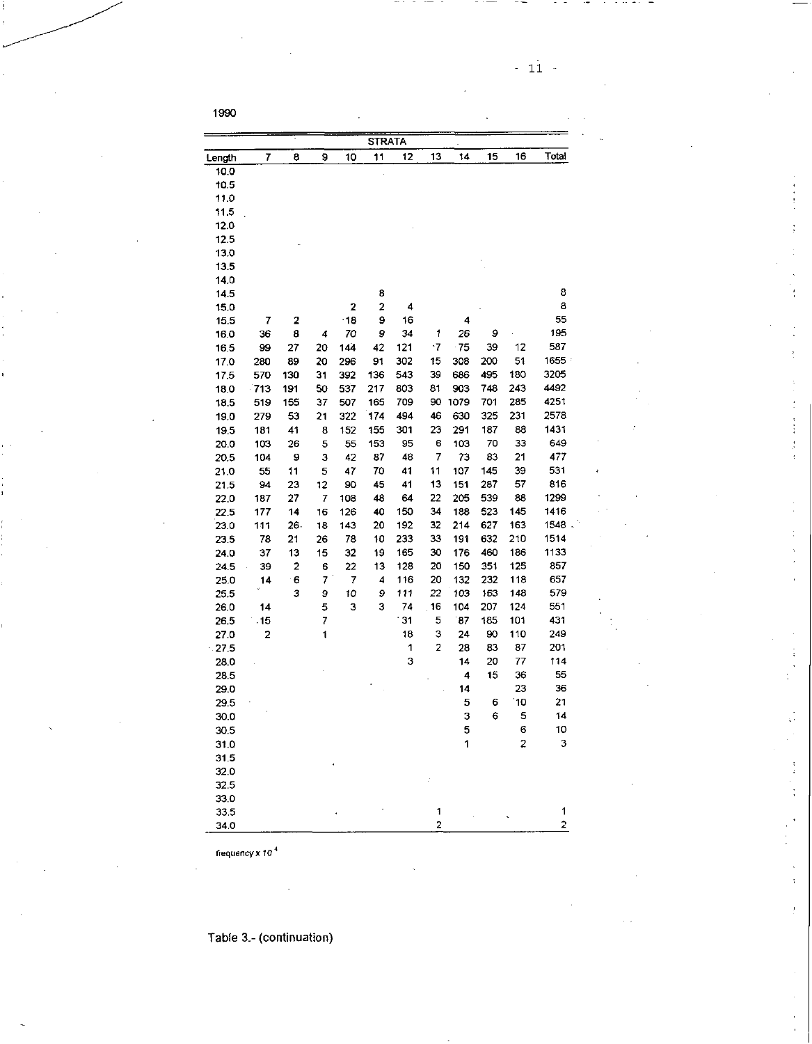1990

| Length | STRATA | | | | | | | | | | Total |
|---|---|---|---|---|---|---|---|---|---|---|---|
| | 7 | 8 | 9 | 10 | 11 | 12 | 13 | 14 | 15 | 16 | |
| 10.0 | | | | | | | | | | | |
| 10.5 | | | | | | | | | | | |
| 11.0 | | | | | | | | | | | |
| 11.5 | | | | | | | | | | | |
| 12.0 | | | | | | | | | | | |
| 12.5 | | | | | | | | | | | |
| 13.0 | | | | | | | | | | | |
| 13.5 | | | | | | | | | | | |
| 14.0 | | | | | | | | | | | |
| 14.5 | | | | | 8 | | | | | | 8 |
| 15.0 | | | | 2 | 2 | 4 | | | | | 8 |
| 15.5 | 7 | 2 | | 18 | 9 | 16 | | 4 | | | 55 |
| 16.0 | 36 | 8 | 4 | 70 | 9 | 34 | 1 | 26 | 9 | | 195 |
| 16.5 | 99 | 27 | 20 | 144 | 42 | 121 | 7 | 75 | 39 | 12 | 587 |
| 17.0 | 280 | 89 | 20 | 296 | 91 | 302 | 15 | 308 | 200 | 51 | 1655 |
| 17.5 | 570 | 130 | 31 | 392 | 136 | 543 | 39 | 686 | 495 | 180 | 3205 |
| 18.0 | 713 | 191 | 50 | 537 | 217 | 803 | 81 | 903 | 748 | 243 | 4492 |
| 18.5 | 519 | 155 | 37 | 507 | 165 | 709 | 90 | 1079 | 701 | 285 | 4251 |
| 19.0 | 279 | 53 | 21 | 322 | 174 | 494 | 46 | 630 | 325 | 231 | 2578 |
| 19.5 | 181 | 41 | 8 | 152 | 155 | 301 | 23 | 291 | 187 | 88 | 1431 |
| 20.0 | 103 | 26 | 5 | 55 | 153 | 95 | 6 | 103 | 70 | 33 | 649 |
| 20.5 | 104 | 9 | 3 | 42 | 87 | 48 | 7 | 73 | 83 | 21 | 477 |
| 21.0 | 55 | 11 | 5 | 47 | 70 | 41 | 11 | 107 | 145 | 39 | 531 |
| 21.5 | 94 | 23 | 12 | 90 | 45 | 41 | 13 | 151 | 287 | 57 | 816 |
| 22.0 | 187 | 27 | 7 | 108 | 48 | 64 | 22 | 205 | 539 | 88 | 1299 |
| 22.5 | 177 | 14 | 16 | 126 | 40 | 150 | 34 | 188 | 523 | 145 | 1416 |
| 23.0 | 111 | 26 | 18 | 143 | 20 | 192 | 32 | 214 | 627 | 163 | 1548 |
| 23.5 | 78 | 21 | 26 | 78 | 10 | 233 | 33 | 191 | 632 | 210 | 1514 |
| 24.0 | 37 | 13 | 15 | 32 | 19 | 165 | 30 | 176 | 460 | 186 | 1133 |
| 24.5 | 39 | 2 | 6 | 22 | 13 | 128 | 20 | 150 | 351 | 125 | 857 |
| 25.0 | 14 | 6 | 7 | 7 | 4 | 116 | 20 | 132 | 232 | 118 | 657 |
| 25.5 | | 3 | 9 | 10 | 9 | 111 | 22 | 103 | 163 | 148 | 579 |
| 26.0 | 14 | | 5 | 3 | 3 | 74 | 16 | 104 | 207 | 124 | 551 |
| 26.5 | 15 | | 7 | | | 31 | 5 | 87 | 185 | 101 | 431 |
| 27.0 | 2 | | 1 | | | 18 | 3 | 24 | 90 | 110 | 249 |
| 27.5 | | | | | | 1 | 2 | 28 | 83 | 87 | 201 |
| 28.0 | | | | | | 3 | | 14 | 20 | 77 | 114 |
| 28.5 | | | | | | | | 4 | 15 | 36 | 55 |
| 29.0 | | | | | | | | 14 | | 23 | 36 |
| 29.5 | | | | | | | | 5 | 6 | 10 | 21 |
| 30.0 | | | | | | | | 3 | 6 | 5 | 14 |
| 30.5 | | | | | | | | 5 | | 6 | 10 |
| 31.0 | | | | | | | | 1 | | 2 | 3 |
| 31.5 | | | | | | | | | | | |
| 32.0 | | | | | | | | | | | |
| 32.5 | | | | | | | | | | | |
| 33.0 | | | | | | | | | | | |
| 33.5 | | | | | | | 1 | | | | 1 |
| 34.0 | | | | | | | 2 | | | | 2 |

frequency x $10^4$

Table 3.- (continuation)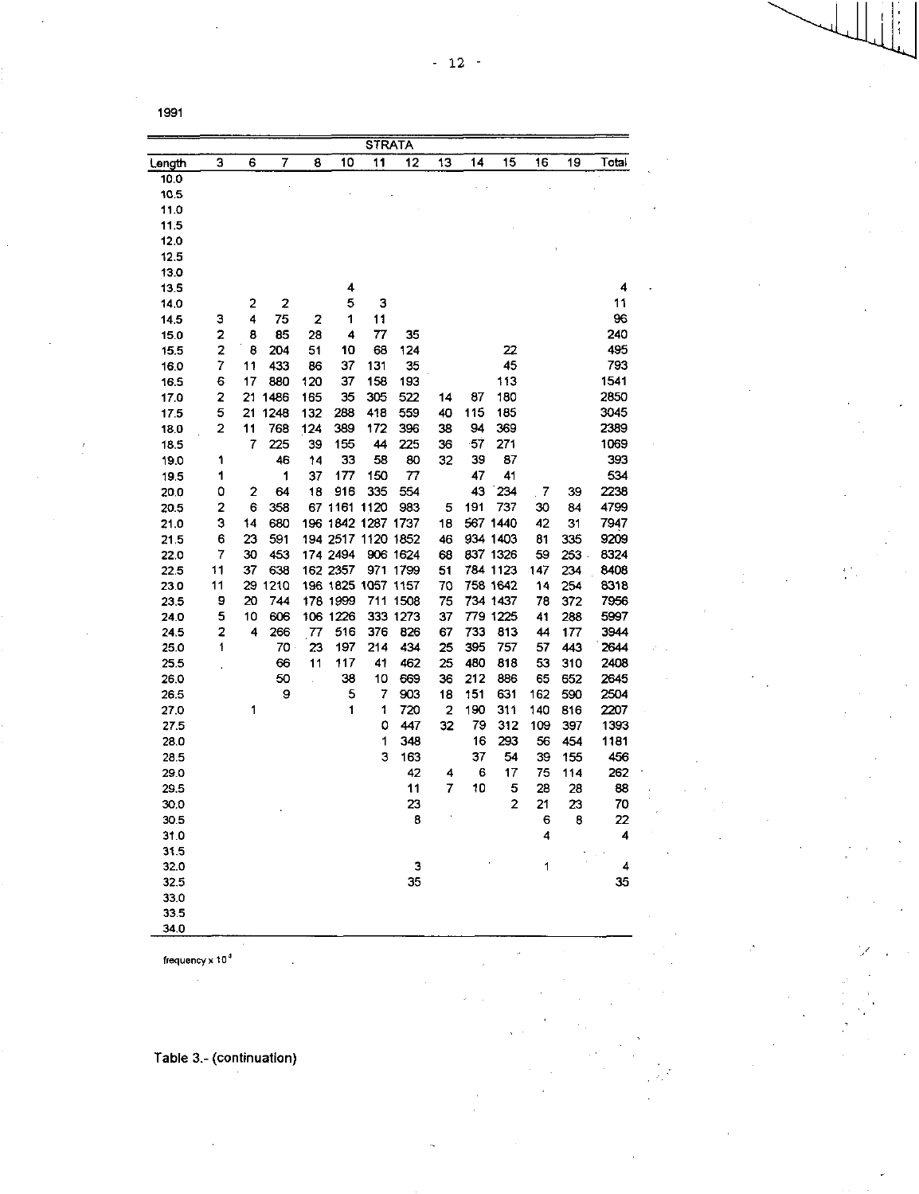1991

| Length | 3 | 6 | 7 | 8 | 10 | 11 | 12 | 13 | 14 | 15 | 16 | 19 | Total |
|---|---|---|---|---|---|---|---|---|---|---|---|---|---|
| | STRATA | | | | | | | | | | | | |
| 10.0 | | | | | | | | | | | | | |
| 10.5 | | | | | | | | | | | | | |
| 11.0 | | | | | | | | | | | | | |
| 11.5 | | | | | | | | | | | | | |
| 12.0 | | | | | | | | | | | | | |
| 12.5 | | | | | | | | | | | | | |
| 13.0 | | | | | | | | | | | | | |
| 13.5 | | | | | 4 | | | | | | | | 4 |
| 14.0 | | 2 | 2 | | 5 | 3 | | | | | | | 11 |
| 14.5 | 3 | 4 | 75 | 2 | 1 | 11 | | | | | | | 96 |
| 15.0 | 2 | 8 | 85 | 28 | 4 | 77 | 35 | | | | | | 240 |
| 15.5 | 2 | 8 | 204 | 51 | 10 | 68 | 124 | | | 22 | | | 495 |
| 16.0 | 7 | 11 | 433 | 86 | 37 | 131 | 35 | | | 45 | | | 793 |
| 16.5 | 6 | 17 | 880 | 120 | 37 | 158 | 193 | | | 113 | | | 1541 |
| 17.0 | 2 | 21 | 1486 | 165 | 35 | 305 | 522 | 14 | 87 | 180 | | | 2850 |
| 17.5 | 5 | 21 | 1248 | 132 | 288 | 418 | 559 | 40 | 115 | 185 | | | 3045 |
| 18.0 | 2 | 11 | 768 | 124 | 389 | 172 | 396 | 38 | 94 | 369 | | | 2389 |
| 18.5 | | 7 | 225 | 39 | 155 | 44 | 225 | 36 | 57 | 271 | | | 1069 |
| 19.0 | 1 | | 46 | 14 | 33 | 58 | 80 | 32 | 39 | 87 | | | 393 |
| 19.5 | 1 | | 1 | 37 | 177 | 150 | 77 | | 47 | 41 | | | 534 |
| 20.0 | 0 | 2 | 64 | 18 | 916 | 335 | 554 | | 43 | 234 | 7 | 39 | 2238 |
| 20.5 | 2 | 6 | 358 | 67 | 1161 | 1120 | 983 | 5 | 191 | 737 | 30 | 84 | 4799 |
| 21.0 | 3 | 14 | 680 | 196 | 1842 | 1287 | 1737 | 18 | 567 | 1440 | 42 | 31 | 7947 |
| 21.5 | 6 | 23 | 591 | 194 | 2517 | 1120 | 1852 | 46 | 934 | 1403 | 81 | 335 | 9209 |
| 22.0 | 7 | 30 | 453 | 174 | 2494 | 906 | 1624 | 68 | 837 | 1326 | 59 | 253 | 8324 |
| 22.5 | 11 | 37 | 638 | 162 | 2357 | 971 | 1799 | 51 | 784 | 1123 | 147 | 234 | 8408 |
| 23.0 | 11 | 29 | 1210 | 196 | 1825 | 1057 | 1157 | 70 | 758 | 1642 | 14 | 254 | 8318 |
| 23.5 | 9 | 20 | 744 | 178 | 1999 | 711 | 1508 | 75 | 734 | 1437 | 78 | 372 | 7956 |
| 24.0 | 5 | 10 | 606 | 106 | 1226 | 333 | 1273 | 37 | 779 | 1225 | 41 | 288 | 5997 |
| 24.5 | 2 | 4 | 266 | 77 | 516 | 376 | 826 | 67 | 733 | 813 | 44 | 177 | 3944 |
| 25.0 | 1 | | 70 | 23 | 197 | 214 | 434 | 25 | 395 | 757 | 57 | 443 | 2644 |
| 25.5 | | | 66 | 11 | 117 | 41 | 462 | 25 | 480 | 818 | 53 | 310 | 2408 |
| 26.0 | | | 50 | | 38 | 10 | 669 | 36 | 212 | 886 | 65 | 652 | 2645 |
| 26.5 | | | 9 | | 5 | 7 | 903 | 18 | 151 | 631 | 162 | 590 | 2504 |
| 27.0 | | 1 | | | 1 | 1 | 720 | 2 | 190 | 311 | 140 | 816 | 2207 |
| 27.5 | | | | | | 0 | 447 | 32 | 79 | 312 | 109 | 397 | 1393 |
| 28.0 | | | | | | 1 | 348 | | 16 | 293 | 56 | 454 | 1181 |
| 28.5 | | | | | | 3 | 163 | | 37 | 54 | 39 | 155 | 456 |
| 29.0 | | | | | | | 42 | 4 | 6 | 17 | 75 | 114 | 262 |
| 29.5 | | | | | | | 11 | 7 | 10 | 5 | 28 | 28 | 88 |
| 30.0 | | | | | | | 23 | | | 2 | 21 | 23 | 70 |
| 30.5 | | | | | | | 8 | | | | 6 | 8 | 22 |
| 31.0 | | | | | | | | | | | 4 | | 4 |
| 31.5 | | | | | | | | | | | | | |
| 32.0 | | | | | | | 3 | | | | 1 | | 4 |
| 32.5 | | | | | | | 35 | | | | | | 35 |
| 33.0 | | | | | | | | | | | | | |
| 33.5 | | | | | | | | | | | | | |
| 34.0 | | | | | | | | | | | | | |

frequency x $10^3$

Table 3.- (continuation)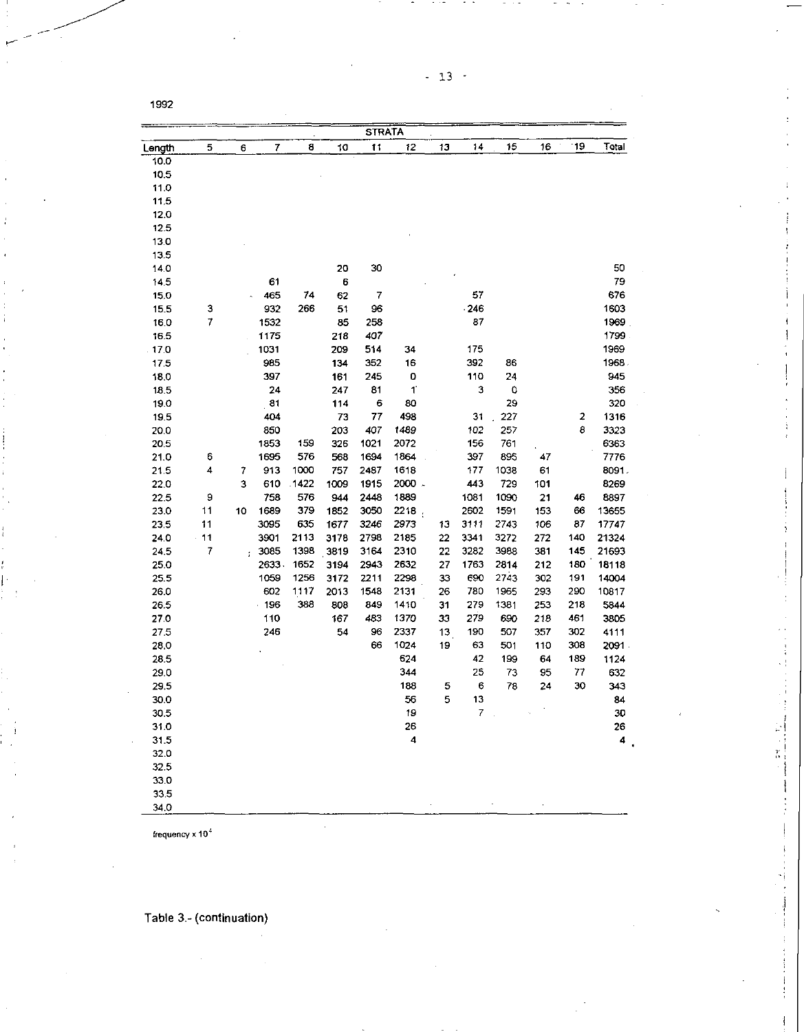1992

| Length | STRATA | | | | | | | | | | | | Total |
|---|---|---|---|---|---|---|---|---|---|---|---|---|---|
| | 5 | 6 | 7 | 8 | 10 | 11 | 12 | 13 | 14 | 15 | 16 | 19 | |
| 10.0 | | | | | | | | | | | | | |
| 10.5 | | | | | | | | | | | | | |
| 11.0 | | | | | | | | | | | | | |
| 11.5 | | | | | | | | | | | | | |
| 12.0 | | | | | | | | | | | | | |
| 12.5 | | | | | | | | | | | | | |
| 13.0 | | | | | | | | | | | | | |
| 13.5 | | | | | | | | | | | | | |
| 14.0 | | | | | 20 | 30 | | | | | | | 50 |
| 14.5 | | | 61 | | 6 | | | | | | | | 79 |
| 15.0 | | | 465 | 74 | 62 | 7 | | | 57 | | | | 676 |
| 15.5 | 3 | | 932 | 266 | 51 | 96 | | | 246 | | | | 1603 |
| 16.0 | 7 | | 1532 | | 85 | 258 | | | 87 | | | | 1969 |
| 16.5 | | | 1175 | | 218 | 407 | | | | | | | 1799 |
| 17.0 | | | 1031 | | 209 | 514 | 34 | | 175 | | | | 1969 |
| 17.5 | | | 985 | | 134 | 352 | 16 | | 392 | 86 | | | 1968 |
| 18.0 | | | 397 | | 161 | 245 | 0 | | 110 | 24 | | | 945 |
| 18.5 | | | 24 | | 247 | 81 | 1 | | 3 | 0 | | | 356 |
| 19.0 | | | 81 | | 114 | 6 | 80 | | | 29 | | | 320 |
| 19.5 | | | 404 | | 73 | 77 | 498 | | 31 | 227 | | 2 | 1316 |
| 20.0 | | | 850 | | 203 | 407 | 1489 | | 102 | 257 | | 8 | 3323 |
| 20.5 | | | 1853 | 159 | 326 | 1021 | 2072 | | 156 | 761 | | | 6363 |
| 21.0 | 6 | | 1695 | 576 | 568 | 1694 | 1864 | | 397 | 895 | 47 | | 7776 |
| 21.5 | 4 | 7 | 913 | 1000 | 757 | 2487 | 1618 | | 177 | 1038 | 61 | | 8091 |
| 22.0 | | 3 | 610 | 1422 | 1009 | 1915 | 2000 | | 443 | 729 | 101 | | 8269 |
| 22.5 | 9 | | 758 | 576 | 944 | 2448 | 1889 | | 1081 | 1090 | 21 | 46 | 8897 |
| 23.0 | 11 | 10 | 1689 | 379 | 1852 | 3050 | 2218 | | 2602 | 1591 | 153 | 66 | 13655 |
| 23.5 | 11 | | 3095 | 635 | 1677 | 3246 | 2973 | 13 | 3111 | 2743 | 106 | 87 | 17747 |
| 24.0 | 11 | | 3901 | 2113 | 3178 | 2798 | 2185 | 22 | 3341 | 3272 | 272 | 140 | 21324 |
| 24.5 | 7 | | 3085 | 1398 | 3819 | 3164 | 2310 | 22 | 3282 | 3988 | 381 | 145 | 21693 |
| 25.0 | | | 2633 | 1652 | 3194 | 2943 | 2632 | 27 | 1763 | 2814 | 212 | 180 | 18118 |
| 25.5 | | | 1059 | 1256 | 3172 | 2211 | 2298 | 33 | 690 | 2743 | 302 | 191 | 14004 |
| 26.0 | | | 602 | 1117 | 2013 | 1548 | 2131 | 26 | 780 | 1965 | 293 | 290 | 10817 |
| 26.5 | | | 196 | 388 | 808 | 849 | 1410 | 31 | 279 | 1381 | 253 | 218 | 5844 |
| 27.0 | | | 110 | | 167 | 483 | 1370 | 33 | 279 | 690 | 218 | 461 | 3805 |
| 27.5 | | | 246 | | 54 | 96 | 2337 | 13 | 190 | 507 | 357 | 302 | 4111 |
| 28.0 | | | | | | 66 | 1024 | 19 | 63 | 501 | 110 | 308 | 2091 |
| 28.5 | | | | | | | 624 | | 42 | 199 | 64 | 189 | 1124 |
| 29.0 | | | | | | | 344 | | 25 | 73 | 95 | 77 | 632 |
| 29.5 | | | | | | | 188 | 5 | 6 | 78 | 24 | 30 | 343 |
| 30.0 | | | | | | | 56 | 5 | 13 | | | | 84 |
| 30.5 | | | | | | | 19 | | 7 | | | | 30 |
| 31.0 | | | | | | | 26 | | | | | | 26 |
| 31.5 | | | | | | | 4 | | | | | | 4 |
| 32.0 | | | | | | | | | | | | | |
| 32.5 | | | | | | | | | | | | | |
| 33.0 | | | | | | | | | | | | | |
| 33.5 | | | | | | | | | | | | | |
| 34.0 | | | | | | | | | | | | | |

frequency x $10^{-4}$

Table 3.- (continuation)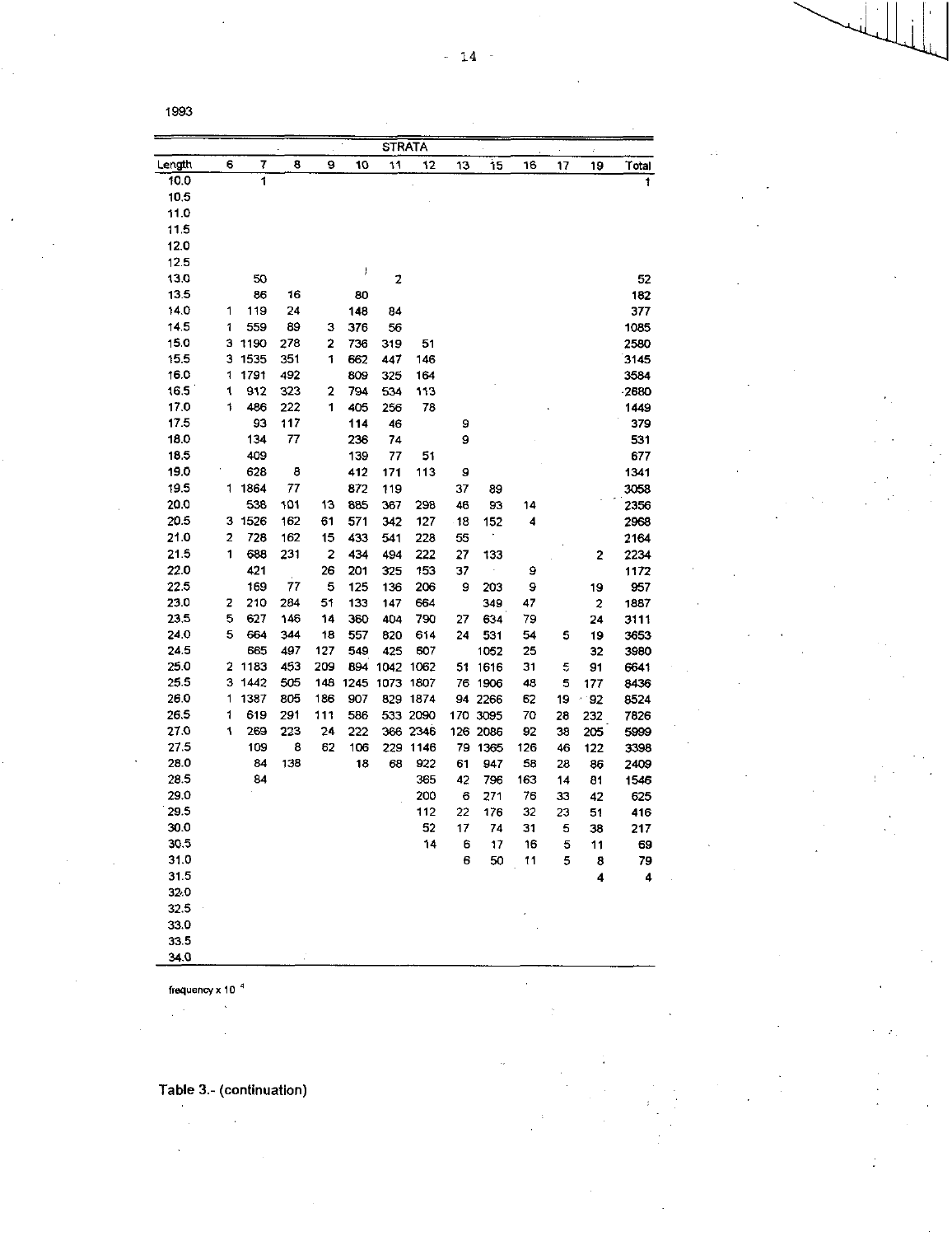1993

| Length | STRATA | | | | | | | | | | | | Total |
|---|---|---|---|---|---|---|---|---|---|---|---|---|---|
| | 6 | 7 | 8 | 9 | 10 | 11 | 12 | 13 | 15 | 16 | 17 | 19 | |
| 10.0 | | 1 | | | | | | | | | | | 1 |
| 10.5 | | | | | | | | | | | | | |
| 11.0 | | | | | | | | | | | | | |
| 11.5 | | | | | | | | | | | | | |
| 12.0 | | | | | | | | | | | | | |
| 12.5 | | | | | | | | | | | | | |
| 13.0 | | 50 | | | | 2 | | | | | | | 52 |
| 13.5 | | 86 | 16 | | 80 | | | | | | | | 182 |
| 14.0 | 1 | 119 | 24 | | 148 | 84 | | | | | | | 377 |
| 14.5 | 1 | 559 | 89 | 3 | 376 | 56 | | | | | | | 1085 |
| 15.0 | 3 | 1190 | 278 | 2 | 736 | 319 | 51 | | | | | | 2580 |
| 15.5 | 3 | 1535 | 351 | 1 | 662 | 447 | 146 | | | | | | 3145 |
| 16.0 | 1 | 1791 | 492 | | 809 | 325 | 164 | | | | | | 3584 |
| 16.5 | 1 | 912 | 323 | 2 | 794 | 534 | 113 | | | | | | 2680 |
| 17.0 | 1 | 486 | 222 | 1 | 405 | 256 | 78 | | | | | | 1449 |
| 17.5 | | 93 | 117 | | 114 | 46 | | 9 | | | | | 379 |
| 18.0 | | 134 | 77 | | 236 | 74 | | 9 | | | | | 531 |
| 18.5 | | 409 | | | 139 | 77 | 51 | | | | | | 677 |
| 19.0 | | 628 | 8 | | 412 | 171 | 113 | 9 | | | | | 1341 |
| 19.5 | 1 | 1864 | 77 | | 872 | 119 | | 37 | 89 | | | | 3058 |
| 20.0 | | 538 | 101 | 13 | 885 | 367 | 298 | 46 | 93 | 14 | | | 2356 |
| 20.5 | 3 | 1526 | 162 | 61 | 571 | 342 | 127 | 18 | 152 | 4 | | | 2968 |
| 21.0 | 2 | 728 | 162 | 15 | 433 | 541 | 228 | 55 | | | | | 2164 |
| 21.5 | 1 | 688 | 231 | 2 | 434 | 494 | 222 | 27 | 133 | | | 2 | 2234 |
| 22.0 | | 421 | | 26 | 201 | 325 | 153 | 37 | | 9 | | | 1172 |
| 22.5 | | 169 | 77 | 5 | 125 | 136 | 206 | 9 | 203 | 9 | | 19 | 957 |
| 23.0 | 2 | 210 | 284 | 51 | 133 | 147 | 664 | | 349 | 47 | | 2 | 1887 |
| 23.5 | 5 | 627 | 146 | 14 | 360 | 404 | 790 | 27 | 634 | 79 | | 24 | 3111 |
| 24.0 | 5 | 664 | 344 | 18 | 557 | 820 | 614 | 24 | 531 | 54 | 5 | 19 | 3653 |
| 24.5 | | 665 | 497 | 127 | 549 | 425 | 607 | | 1052 | 25 | | 32 | 3980 |
| 25.0 | 2 | 1183 | 453 | 209 | 894 | 1042 | 1062 | 51 | 1616 | 31 | 5 | 91 | 6641 |
| 25.5 | 3 | 1442 | 505 | 148 | 1245 | 1073 | 1807 | 76 | 1906 | 48 | 5 | 177 | 8436 |
| 26.0 | 1 | 1387 | 805 | 186 | 907 | 829 | 1874 | 94 | 2266 | 62 | 19 | 92 | 8524 |
| 26.5 | 1 | 619 | 291 | 111 | 586 | 533 | 2090 | 170 | 3095 | 70 | 28 | 232 | 7826 |
| 27.0 | 1 | 269 | 223 | 24 | 222 | 366 | 2346 | 126 | 2086 | 92 | 38 | 205 | 5999 |
| 27.5 | | 109 | 8 | 62 | 106 | 229 | 1146 | 79 | 1365 | 126 | 46 | 122 | 3398 |
| 28.0 | | 84 | 138 | | 18 | 68 | 922 | 61 | 947 | 58 | 28 | 86 | 2409 |
| 28.5 | | 84 | | | | | 385 | 42 | 796 | 163 | 14 | 81 | 1546 |
| 29.0 | | | | | | | 200 | 6 | 271 | 76 | 33 | 42 | 625 |
| 29.5 | | | | | | | 112 | 22 | 176 | 32 | 23 | 51 | 416 |
| 30.0 | | | | | | | 52 | 17 | 74 | 31 | 5 | 38 | 217 |
| 30.5 | | | | | | | 14 | 6 | 17 | 16 | 5 | 11 | 69 |
| 31.0 | | | | | | | | 6 | 50 | 11 | 5 | 8 | 79 |
| 31.5 | | | | | | | | | | | | 4 | 4 |
| 32.0 | | | | | | | | | | | | | |
| 32.5 | | | | | | | | | | | | | |
| 33.0 | | | | | | | | | | | | | |
| 33.5 | | | | | | | | | | | | | |
| 34.0 | | | | | | | | | | | | | |

frequency x $10^{-4}$

**Table 3.- (continuation)**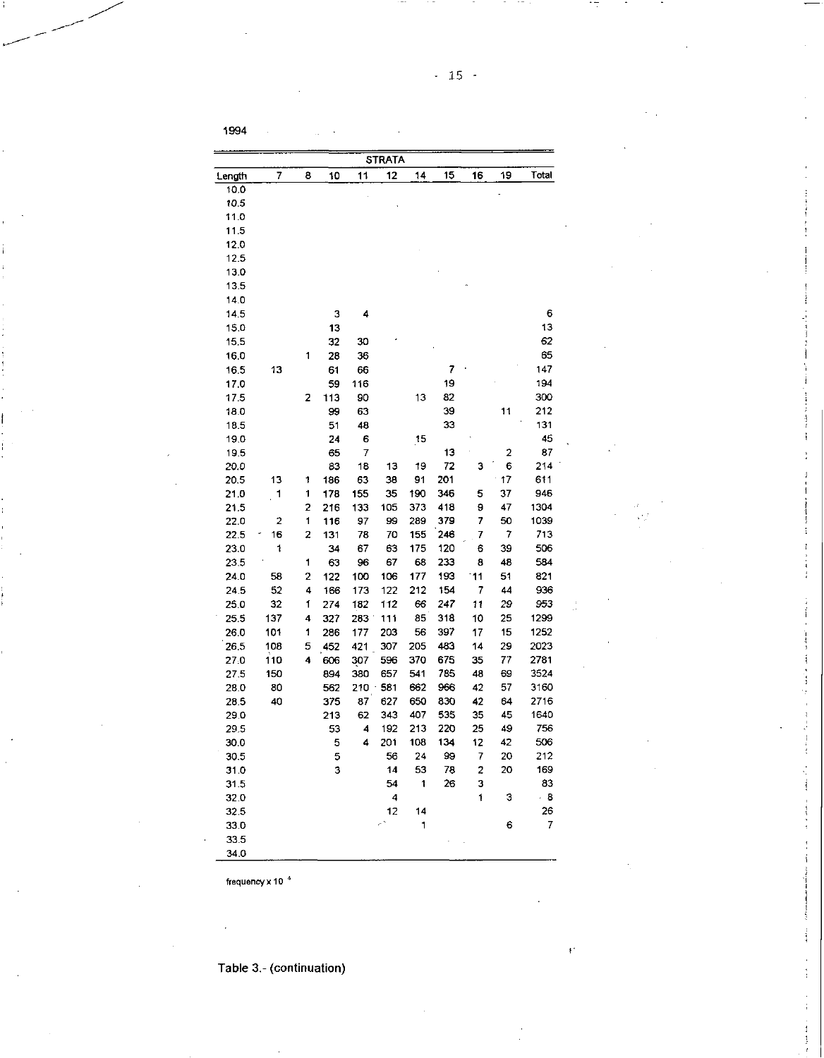1994

| | STRATA | | | | | | | | | |
|---|---|---|---|---|---|---|---|---|---|---|
| Length | 7 | 8 | 10 | 11 | 12 | 14 | 15 | 16 | 19 | Total |
| 10.0 | | | | | | | | | | |
| 10.5 | | | | | | | | | | |
| 11.0 | | | | | | | | | | |
| 11.5 | | | | | | | | | | |
| 12.0 | | | | | | | | | | |
| 12.5 | | | | | | | | | | |
| 13.0 | | | | | | | | | | |
| 13.5 | | | | | | | | | | |
| 14.0 | | | | | | | | | | |
| 14.5 | | | 3 | 4 | | | | | | 6 |
| 15.0 | | | 13 | | | | | | | 13 |
| 15.5 | | | 32 | 30 | | | | | | 62 |
| 16.0 | | 1 | 28 | 36 | | | | | | 65 |
| 16.5 | 13 | | 61 | 66 | | | 7 | | | 147 |
| 17.0 | | | 59 | 116 | | | 19 | | | 194 |
| 17.5 | | 2 | 113 | 90 | | 13 | 82 | | | 300 |
| 18.0 | | | 99 | 63 | | | 39 | | 11 | 212 |
| 18.5 | | | 51 | 48 | | | 33 | | | 131 |
| 19.0 | | | 24 | 6 | | 15 | | | | 45 |
| 19.5 | | | 65 | 7 | | | 13 | | 2 | 87 |
| 20.0 | | | 83 | 18 | 13 | 19 | 72 | 3 | 6 | 214 |
| 20.5 | 13 | 1 | 186 | 63 | 38 | 91 | 201 | | 17 | 611 |
| 21.0 | 1 | 1 | 178 | 155 | 35 | 190 | 346 | 5 | 37 | 946 |
| 21.5 | | 2 | 216 | 133 | 105 | 373 | 418 | 9 | 47 | 1304 |
| 22.0 | 2 | 1 | 116 | 97 | 99 | 289 | 379 | 7 | 50 | 1039 |
| 22.5 | 16 | 2 | 131 | 78 | 70 | 155 | 246 | 7 | 7 | 713 |
| 23.0 | 1 | | 34 | 67 | 63 | 175 | 120 | 6 | 39 | 506 |
| 23.5 | | 1 | 63 | 96 | 67 | 68 | 233 | 8 | 48 | 584 |
| 24.0 | 58 | 2 | 122 | 100 | 106 | 177 | 193 | 11 | 51 | 821 |
| 24.5 | 52 | 4 | 166 | 173 | 122 | 212 | 154 | 7 | 44 | 936 |
| 25.0 | 32 | 1 | 274 | 182 | 112 | 66 | 247 | 11 | 29 | 953 |
| 25.5 | 137 | 4 | 327 | 283 | 111 | 85 | 318 | 10 | 25 | 1299 |
| 26.0 | 101 | 1 | 286 | 177 | 203 | 56 | 397 | 17 | 15 | 1252 |
| 26.5 | 108 | 5 | 452 | 421 | 307 | 205 | 483 | 14 | 29 | 2023 |
| 27.0 | 110 | 4 | 606 | 307 | 596 | 370 | 675 | 35 | 77 | 2781 |
| 27.5 | 150 | | 894 | 380 | 657 | 541 | 785 | 48 | 69 | 3524 |
| 28.0 | 80 | | 562 | 210 | 581 | 662 | 966 | 42 | 57 | 3160 |
| 28.5 | 40 | | 375 | 87 | 627 | 650 | 830 | 42 | 64 | 2716 |
| 29.0 | | | 213 | 62 | 343 | 407 | 535 | 35 | 45 | 1640 |
| 29.5 | | | 53 | 4 | 192 | 213 | 220 | 25 | 49 | 756 |
| 30.0 | | | 5 | 4 | 201 | 108 | 134 | 12 | 42 | 506 |
| 30.5 | | | 5 | | 56 | 24 | 99 | 7 | 20 | 212 |
| 31.0 | | | 3 | | 14 | 53 | 78 | 2 | 20 | 169 |
| 31.5 | | | | | 54 | 1 | 26 | 3 | | 83 |
| 32.0 | | | | | 4 | | | 1 | 3 | 8 |
| 32.5 | | | | | 12 | 14 | | | | 26 |
| 33.0 | | | | | | 1 | | | 6 | 7 |
| 33.5 | | | | | | | | | | |
| 34.0 | | | | | | | | | | |

frequency x $10^{4}$

Table 3.- (continuation)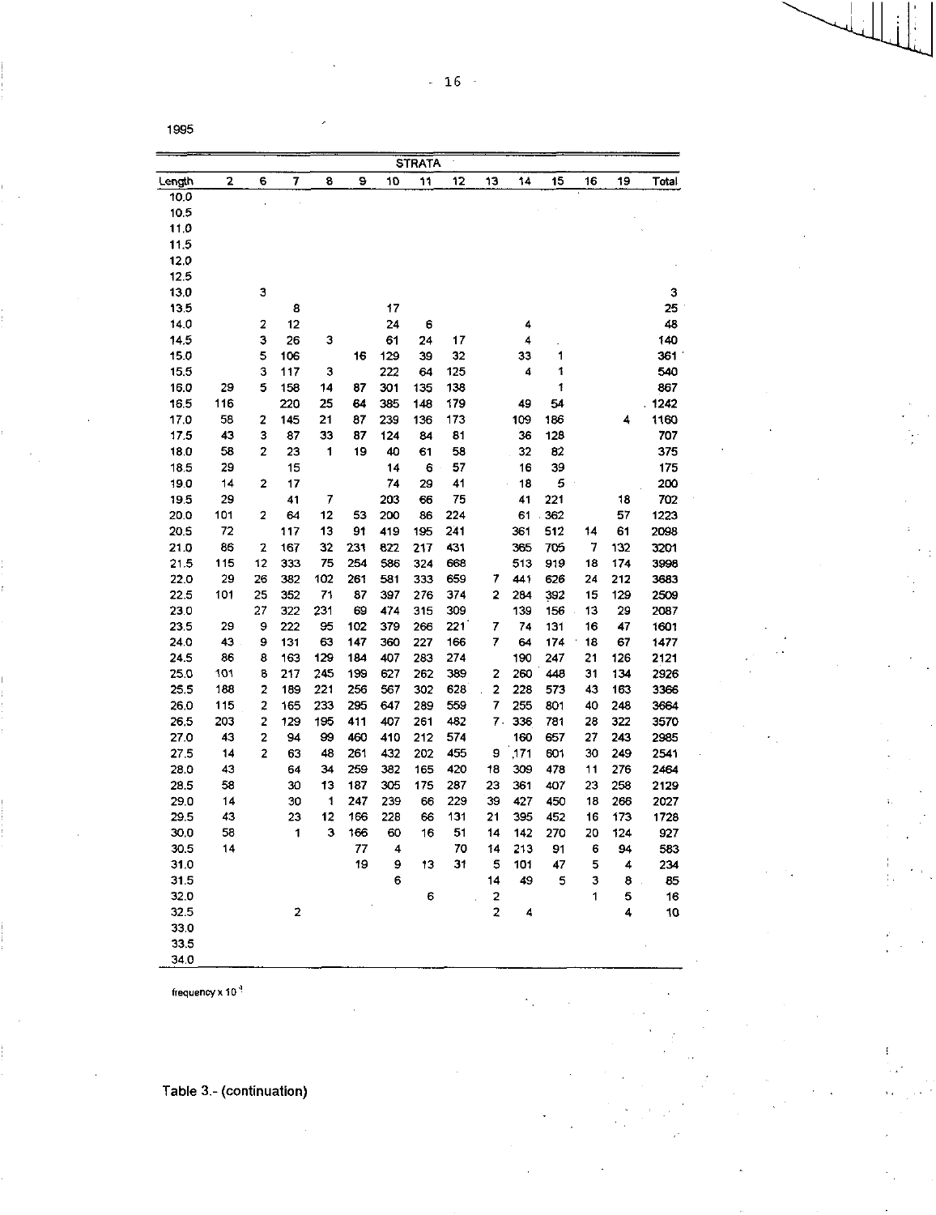1995

| Length | 2 | 6 | 7 | 8 | 9 | 10 | 11 | 12 | 13 | 14 | 15 | 16 | 19 | Total |
|---|---|---|---|---|---|---|---|---|---|---|---|---|---|---|
| | STRATA | | | | | | | | | | | | | |
| 10.0 | | | | | | | | | | | | | | |
| 10.5 | | | | | | | | | | | | | | |
| 11.0 | | | | | | | | | | | | | | |
| 11.5 | | | | | | | | | | | | | | |
| 12.0 | | | | | | | | | | | | | | |
| 12.5 | | | | | | | | | | | | | | |
| 13.0 | | 3 | | | | | | | | | | | | 3 |
| 13.5 | | | 8 | | | 17 | | | | | | | | 25 |
| 14.0 | | 2 | 12 | | | 24 | 6 | | | 4 | | | | 48 |
| 14.5 | | 3 | 26 | 3 | | 61 | 24 | 17 | | 4 | | | | 140 |
| 15.0 | | 5 | 106 | | 16 | 129 | 39 | 32 | | 33 | 1 | | | 361 |
| 15.5 | | 3 | 117 | 3 | | 222 | 64 | 125 | | 4 | 1 | | | 540 |
| 16.0 | 29 | 5 | 158 | 14 | 87 | 301 | 135 | 138 | | | 1 | | | 867 |
| 16.5 | 116 | | 220 | 25 | 64 | 385 | 148 | 179 | | 49 | 54 | | | 1242 |
| 17.0 | 58 | 2 | 145 | 21 | 87 | 239 | 136 | 173 | | 109 | 186 | | 4 | 1160 |
| 17.5 | 43 | 3 | 87 | 33 | 87 | 124 | 84 | 81 | | 36 | 128 | | | 707 |
| 18.0 | 58 | 2 | 23 | 1 | 19 | 40 | 61 | 58 | | 32 | 82 | | | 375 |
| 18.5 | 29 | | 15 | | | 14 | 6 | 57 | | 16 | 39 | | | 175 |
| 19.0 | 14 | 2 | 17 | | | 74 | 29 | 41 | | 18 | 5 | | | 200 |
| 19.5 | 29 | | 41 | 7 | | 203 | 66 | 75 | | 41 | 221 | | 18 | 702 |
| 20.0 | 101 | 2 | 64 | 12 | 53 | 200 | 86 | 224 | | 61 | 362 | | 57 | 1223 |
| 20.5 | 72 | | 117 | 13 | 91 | 419 | 195 | 241 | | 361 | 512 | 14 | 61 | 2098 |
| 21.0 | 86 | 2 | 167 | 32 | 231 | 822 | 217 | 431 | | 365 | 705 | 7 | 132 | 3201 |
| 21.5 | 115 | 12 | 333 | 75 | 254 | 586 | 324 | 668 | | 513 | 919 | 18 | 174 | 3998 |
| 22.0 | 29 | 26 | 382 | 102 | 261 | 581 | 333 | 659 | 7 | 441 | 626 | 24 | 212 | 3683 |
| 22.5 | 101 | 25 | 352 | 71 | 87 | 397 | 276 | 374 | 2 | 284 | 392 | 15 | 129 | 2509 |
| 23.0 | | 27 | 322 | 231 | 69 | 474 | 315 | 309 | | 139 | 156 | 13 | 29 | 2087 |
| 23.5 | 29 | 9 | 222 | 95 | 102 | 379 | 266 | 221 | 7 | 74 | 131 | 16 | 47 | 1601 |
| 24.0 | 43 | 9 | 131 | 63 | 147 | 360 | 227 | 166 | 7 | 64 | 174 | 18 | 67 | 1477 |
| 24.5 | 86 | 8 | 163 | 129 | 184 | 407 | 283 | 274 | | 190 | 247 | 21 | 126 | 2121 |
| 25.0 | 101 | 8 | 217 | 245 | 199 | 627 | 262 | 389 | 2 | 260 | 448 | 31 | 134 | 2926 |
| 25.5 | 188 | 2 | 189 | 221 | 256 | 567 | 302 | 628 | 2 | 228 | 573 | 43 | 163 | 3366 |
| 26.0 | 115 | 2 | 165 | 233 | 295 | 647 | 289 | 559 | 7 | 255 | 801 | 40 | 248 | 3664 |
| 26.5 | 203 | 2 | 129 | 195 | 411 | 407 | 261 | 482 | 7 | 336 | 781 | 28 | 322 | 3570 |
| 27.0 | 43 | 2 | 94 | 99 | 460 | 410 | 212 | 574 | | 160 | 657 | 27 | 243 | 2985 |
| 27.5 | 14 | 2 | 63 | 48 | 261 | 432 | 202 | 455 | 9 | 171 | 601 | 30 | 249 | 2541 |
| 28.0 | 43 | | 64 | 34 | 259 | 382 | 165 | 420 | 18 | 309 | 478 | 11 | 276 | 2464 |
| 28.5 | 58 | | 30 | 13 | 187 | 305 | 175 | 287 | 23 | 361 | 407 | 23 | 258 | 2129 |
| 29.0 | 14 | | 30 | 1 | 247 | 239 | 66 | 229 | 39 | 427 | 450 | 18 | 266 | 2027 |
| 29.5 | 43 | | 23 | 12 | 166 | 228 | 66 | 131 | 21 | 395 | 452 | 16 | 173 | 1728 |
| 30.0 | 58 | | 1 | 3 | 166 | 60 | 16 | 51 | 14 | 142 | 270 | 20 | 124 | 927 |
| 30.5 | 14 | | | | 77 | 4 | | 70 | 14 | 213 | 91 | 6 | 94 | 583 |
| 31.0 | | | | | 19 | 9 | 13 | 31 | 5 | 101 | 47 | 5 | 4 | 234 |
| 31.5 | | | | | | 6 | | | 14 | 49 | 5 | 3 | 8 | 85 |
| 32.0 | | | | | | | 6 | | 2 | | | 1 | 5 | 16 |
| 32.5 | | | 2 | | | | | | 2 | 4 | | | 4 | 10 |
| 33.0 | | | | | | | | | | | | | | |
| 33.5 | | | | | | | | | | | | | | |
| 34.0 | | | | | | | | | | | | | | |

frequency x $10^{-3}$

Table 3.- (continuation)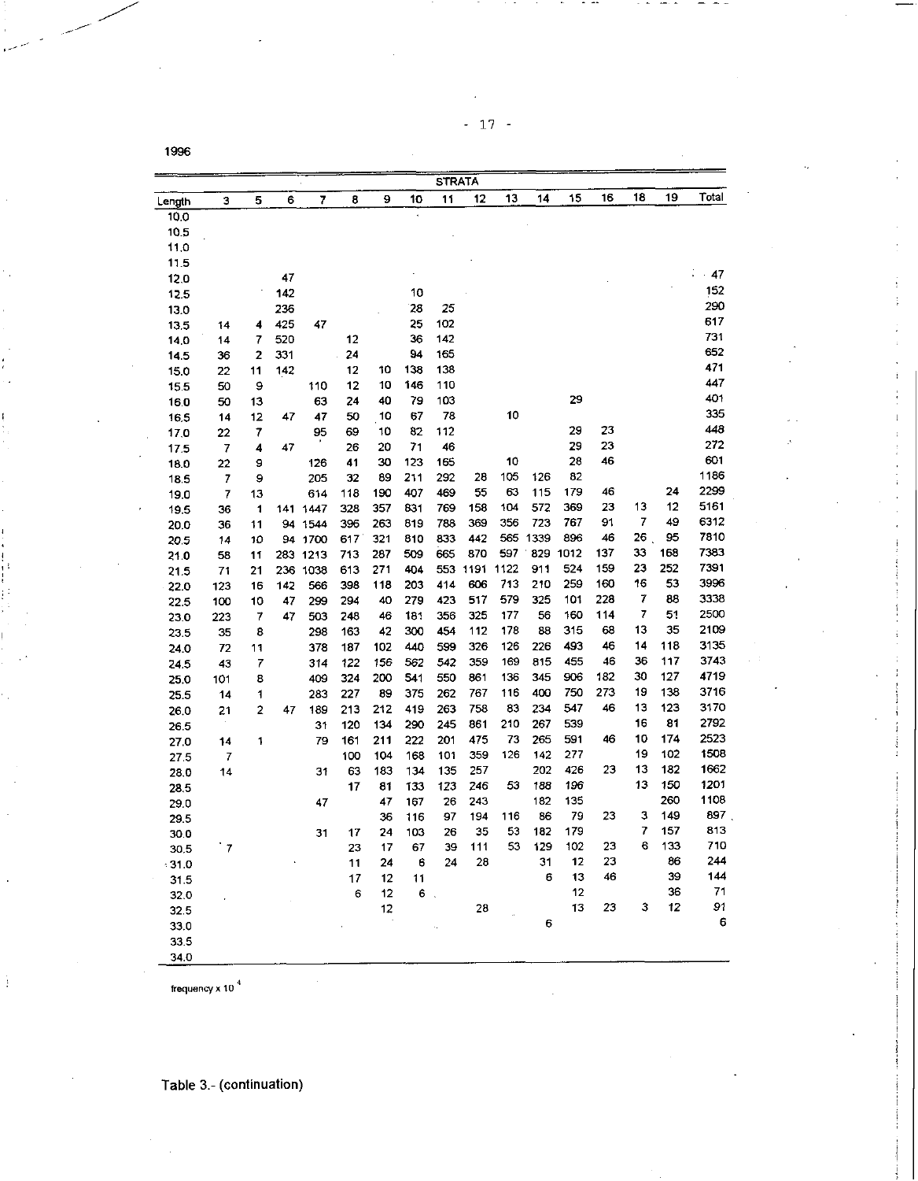1996

| | STRATA | | | | | | | | | | | | | | | |
|---|---|---|---|---|---|---|---|---|---|---|---|---|---|---|---|---|
| Length | 3 | 5 | 6 | 7 | 8 | 9 | 10 | 11 | 12 | 13 | 14 | 15 | 16 | 18 | 19 | Total |
| 10.0 | | | | | | | | | | | | | | | | |
| 10.5 | | | | | | | | | | | | | | | | |
| 11.0 | | | | | | | | | | | | | | | | |
| 11.5 | | | | | | | | | | | | | | | | |
| 12.0 | | | 47 | | | | | | | | | | | | | 47 |
| 12.5 | | | 142 | | | | 10 | | | | | | | | | 152 |
| 13.0 | | | 236 | | | | 28 | 25 | | | | | | | | 290 |
| 13.5 | 14 | 4 | 425 | 47 | | | 25 | 102 | | | | | | | | 617 |
| 14.0 | 14 | 7 | 520 | | 12 | | 36 | 142 | | | | | | | | 731 |
| 14.5 | 36 | 2 | 331 | | 24 | | 94 | 165 | | | | | | | | 652 |
| 15.0 | 22 | 11 | 142 | | 12 | 10 | 138 | 138 | | | | | | | | 471 |
| 15.5 | 50 | 9 | | 110 | 12 | 10 | 146 | 110 | | | | | | | | 447 |
| 16.0 | 50 | 13 | | 63 | 24 | 40 | 79 | 103 | | | | 29 | | | | 401 |
| 16.5 | 14 | 12 | 47 | 47 | 50 | 10 | 67 | 78 | | 10 | | | | | | 335 |
| 17.0 | 22 | 7 | | 95 | 69 | 10 | 82 | 112 | | | | 29 | 23 | | | 448 |
| 17.5 | 7 | 4 | 47 | | 26 | 20 | 71 | 46 | | | | 29 | 23 | | | 272 |
| 18.0 | 22 | 9 | | 126 | 41 | 30 | 123 | 165 | | 10 | | 28 | 46 | | | 601 |
| 18.5 | 7 | 9 | | 205 | 32 | 89 | 211 | 292 | 28 | 105 | 126 | 82 | | | | 1186 |
| 19.0 | 7 | 13 | | 614 | 118 | 190 | 407 | 469 | 55 | 63 | 115 | 179 | 46 | | 24 | 2299 |
| 19.5 | 36 | 1 | 141 | 1447 | 328 | 357 | 831 | 769 | 158 | 104 | 572 | 369 | 23 | 13 | 12 | 5161 |
| 20.0 | 36 | 11 | 94 | 1544 | 396 | 263 | 819 | 788 | 369 | 356 | 723 | 767 | 91 | 7 | 49 | 6312 |
| 20.5 | 14 | 10 | 94 | 1700 | 617 | 321 | 810 | 833 | 442 | 565 | 1339 | 896 | 46 | 26 | 95 | 7810 |
| 21.0 | 58 | 11 | 283 | 1213 | 713 | 287 | 509 | 665 | 870 | 597 | 829 | 1012 | 137 | 33 | 168 | 7383 |
| 21.5 | 71 | 21 | 236 | 1038 | 613 | 271 | 404 | 553 | 1191 | 1122 | 911 | 524 | 159 | 23 | 252 | 7391 |
| 22.0 | 123 | 16 | 142 | 566 | 398 | 118 | 203 | 414 | 606 | 713 | 210 | 259 | 160 | 16 | 53 | 3996 |
| 22.5 | 100 | 10 | 47 | 299 | 294 | 40 | 279 | 423 | 517 | 579 | 325 | 101 | 228 | 7 | 88 | 3338 |
| 23.0 | 223 | 7 | 47 | 503 | 248 | 46 | 181 | 356 | 325 | 177 | 56 | 160 | 114 | 7 | 51 | 2500 |
| 23.5 | 35 | 8 | | 298 | 163 | 42 | 300 | 454 | 112 | 178 | 88 | 315 | 68 | 13 | 35 | 2109 |
| 24.0 | 72 | 11 | | 378 | 187 | 102 | 440 | 599 | 326 | 126 | 226 | 493 | 46 | 14 | 118 | 3135 |
| 24.5 | 43 | 7 | | 314 | 122 | 156 | 562 | 542 | 359 | 169 | 815 | 455 | 46 | 36 | 117 | 3743 |
| 25.0 | 101 | 8 | | 409 | 324 | 200 | 541 | 550 | 861 | 136 | 345 | 906 | 182 | 30 | 127 | 4719 |
| 25.5 | 14 | 1 | | 283 | 227 | 89 | 375 | 262 | 767 | 116 | 400 | 750 | 273 | 19 | 138 | 3716 |
| 26.0 | 21 | 2 | 47 | 189 | 213 | 212 | 419 | 263 | 758 | 83 | 234 | 547 | 46 | 13 | 123 | 3170 |
| 26.5 | | | | 31 | 120 | 134 | 290 | 245 | 861 | 210 | 267 | 539 | | 16 | 81 | 2792 |
| 27.0 | 14 | 1 | | 79 | 161 | 211 | 222 | 201 | 475 | 73 | 265 | 591 | 46 | 10 | 174 | 2523 |
| 27.5 | 7 | | | | 100 | 104 | 168 | 101 | 359 | 126 | 142 | 277 | | 19 | 102 | 1508 |
| 28.0 | 14 | | | 31 | 63 | 183 | 134 | 135 | 257 | | 202 | 426 | 23 | 13 | 182 | 1662 |
| 28.5 | | | | | 17 | 81 | 133 | 123 | 246 | 53 | 188 | 196 | | 13 | 150 | 1201 |
| 29.0 | | | | 47 | | 47 | 167 | 26 | 243 | | 182 | 135 | | | 260 | 1108 |
| 29.5 | | | | | | 36 | 116 | 97 | 194 | 116 | 86 | 79 | 23 | 3 | 149 | 897 |
| 30.0 | | | | 31 | 17 | 24 | 103 | 26 | 35 | 53 | 182 | 179 | | 7 | 157 | 813 |
| 30.5 | 7 | | | | 23 | 17 | 67 | 39 | 111 | 53 | 129 | 102 | 23 | 6 | 133 | 710 |
| 31.0 | | | | | 11 | 24 | 6 | 24 | 28 | | 31 | 12 | 23 | | 86 | 244 |
| 31.5 | | | | | 17 | 12 | 11 | | | | 6 | 13 | 46 | | 39 | 144 |
| 32.0 | | | | | 6 | 12 | 6 | | | | | 12 | | | 36 | 71 |
| 32.5 | | | | | | 12 | | | 28 | | | 13 | 23 | 3 | 12 | 91 |
| 33.0 | | | | | | | | | | | 6 | | | | | 6 |
| 33.5 | | | | | | | | | | | | | | | | |
| 34.0 | | | | | | | | | | | | | | | | |

frequency x $10^4$

Table 3.- (continuation)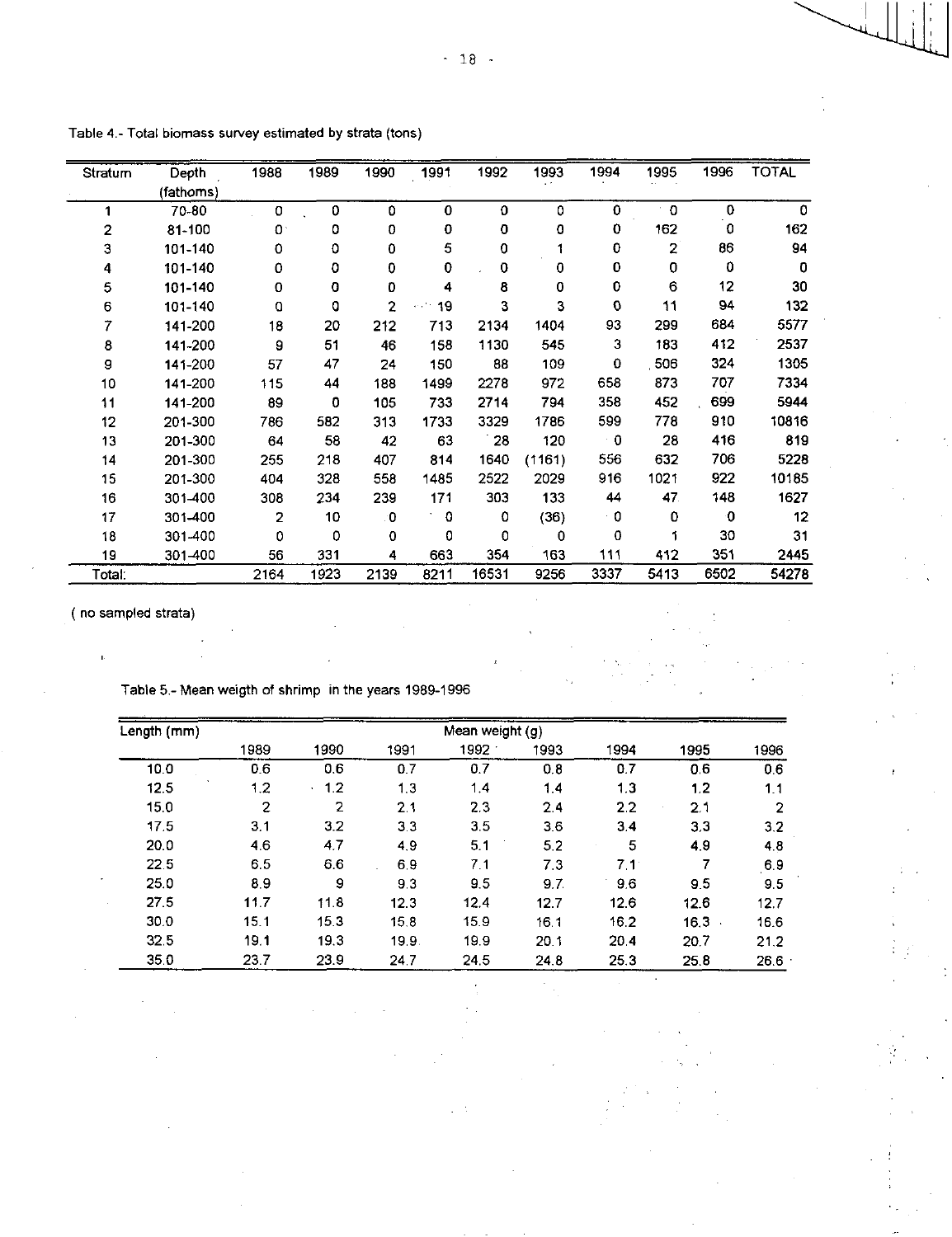Table 4.- Total biomass survey estimated by strata (tons)

| Stratum | Depth (fathoms) | 1988 | 1989 | 1990 | 1991 | 1992 | 1993 | 1994 | 1995 | 1996 | TOTAL |
|---|---|---|---|---|---|---|---|---|---|---|---|
| 1 | 70-80 | 0 | 0 | 0 | 0 | 0 | 0 | 0 | 0 | 0 | 0 |
| 2 | 81-100 | 0 | 0 | 0 | 0 | 0 | 0 | 0 | 162 | 0 | 162 |
| 3 | 101-140 | 0 | 0 | 0 | 5 | 0 | 1 | 0 | 2 | 86 | 94 |
| 4 | 101-140 | 0 | 0 | 0 | 0 | 0 | 0 | 0 | 0 | 0 | 0 |
| 5 | 101-140 | 0 | 0 | 0 | 4 | 8 | 0 | 0 | 6 | 12 | 30 |
| 6 | 101-140 | 0 | 0 | 2 | 19 | 3 | 3 | 0 | 11 | 94 | 132 |
| 7 | 141-200 | 18 | 20 | 212 | 713 | 2134 | 1404 | 93 | 299 | 684 | 5577 |
| 8 | 141-200 | 9 | 51 | 46 | 158 | 1130 | 545 | 3 | 183 | 412 | 2537 |
| 9 | 141-200 | 57 | 47 | 24 | 150 | 88 | 109 | 0 | 506 | 324 | 1305 |
| 10 | 141-200 | 115 | 44 | 188 | 1499 | 2278 | 972 | 658 | 873 | 707 | 7334 |
| 11 | 141-200 | 89 | 0 | 105 | 733 | 2714 | 794 | 358 | 452 | 699 | 5944 |
| 12 | 201-300 | 786 | 582 | 313 | 1733 | 3329 | 1786 | 599 | 778 | 910 | 10816 |
| 13 | 201-300 | 64 | 58 | 42 | 63 | 28 | 120 | 0 | 28 | 416 | 819 |
| 14 | 201-300 | 255 | 218 | 407 | 814 | 1640 | (1161) | 556 | 632 | 706 | 5228 |
| 15 | 201-300 | 404 | 328 | 558 | 1485 | 2522 | 2029 | 916 | 1021 | 922 | 10185 |
| 16 | 301-400 | 308 | 234 | 239 | 171 | 303 | 133 | 44 | 47 | 148 | 1627 |
| 17 | 301-400 | 2 | 10 | 0 | 0 | 0 | (36) | 0 | 0 | 0 | 12 |
| 18 | 301-400 | 0 | 0 | 0 | 0 | 0 | 0 | 0 | 1 | 30 | 31 |
| 19 | 301-400 | 56 | 331 | 4 | 663 | 354 | 163 | 111 | 412 | 351 | 2445 |
| Total: | | 2164 | 1923 | 2139 | 8211 | 16531 | 9256 | 3337 | 5413 | 6502 | 54278 |

( no sampled strata)

Table 5.- Mean weigth of shrimp in the years 1989-1996

| Length (mm) | Mean weight (g) | | | | | | | |
|---|---|---|---|---|---|---|---|---|
| | 1989 | 1990 | 1991 | 1992 | 1993 | 1994 | 1995 | 1996 |
| 10.0 | 0.6 | 0.6 | 0.7 | 0.7 | 0.8 | 0.7 | 0.6 | 0.6 |
| 12.5 | 1.2 | 1.2 | 1.3 | 1.4 | 1.4 | 1.3 | 1.2 | 1.1 |
| 15.0 | 2 | 2 | 2.1 | 2.3 | 2.4 | 2.2 | 2.1 | 2 |
| 17.5 | 3.1 | 3.2 | 3.3 | 3.5 | 3.6 | 3.4 | 3.3 | 3.2 |
| 20.0 | 4.6 | 4.7 | 4.9 | 5.1 | 5.2 | 5 | 4.9 | 4.8 |
| 22.5 | 6.5 | 6.6 | 6.9 | 7.1 | 7.3 | 7.1 | 7 | 6.9 |
| 25.0 | 8.9 | 9 | 9.3 | 9.5 | 9.7 | 9.6 | 9.5 | 9.5 |
| 27.5 | 11.7 | 11.8 | 12.3 | 12.4 | 12.7 | 12.6 | 12.6 | 12.7 |
| 30.0 | 15.1 | 15.3 | 15.8 | 15.9 | 16.1 | 16.2 | 16.3 | 16.6 |
| 32.5 | 19.1 | 19.3 | 19.9 | 19.9 | 20.1 | 20.4 | 20.7 | 21.2 |
| 35.0 | 23.7 | 23.9 | 24.7 | 24.5 | 24.8 | 25.3 | 25.8 | 26.6 |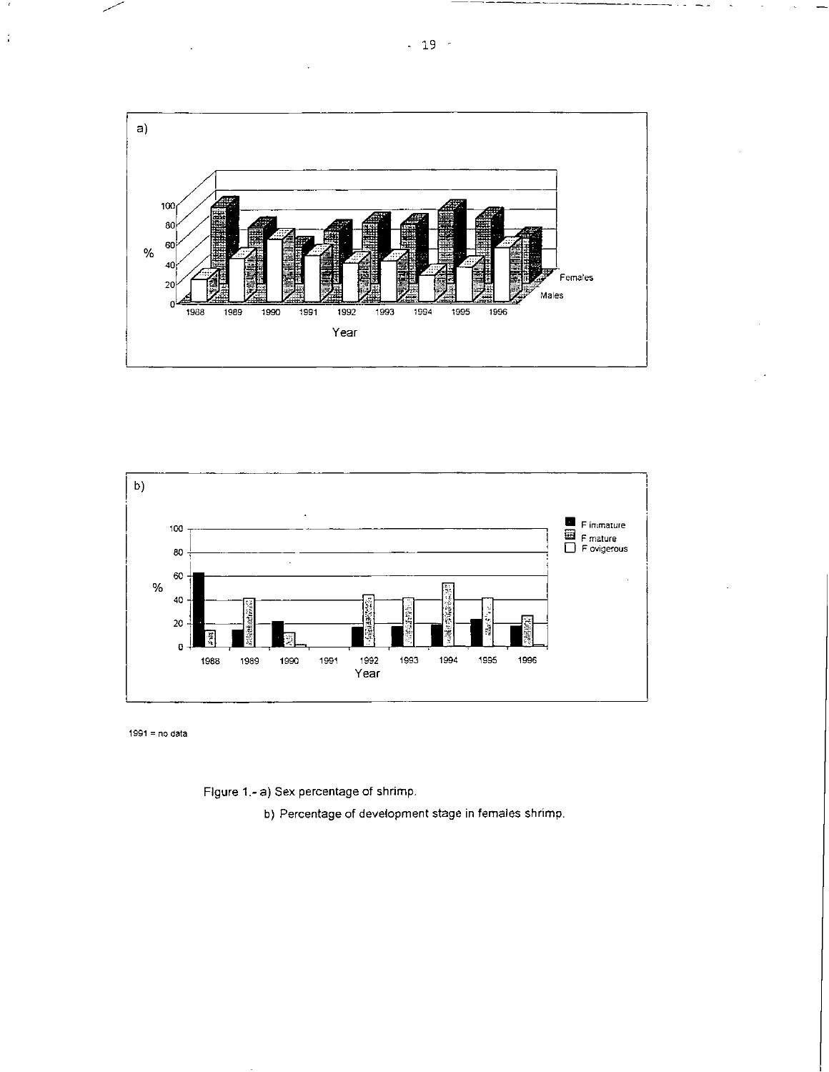1991 = no data

Figure 1.- a) Sex percentage of shrimp.

b) Percentage of development stage in females shrimp.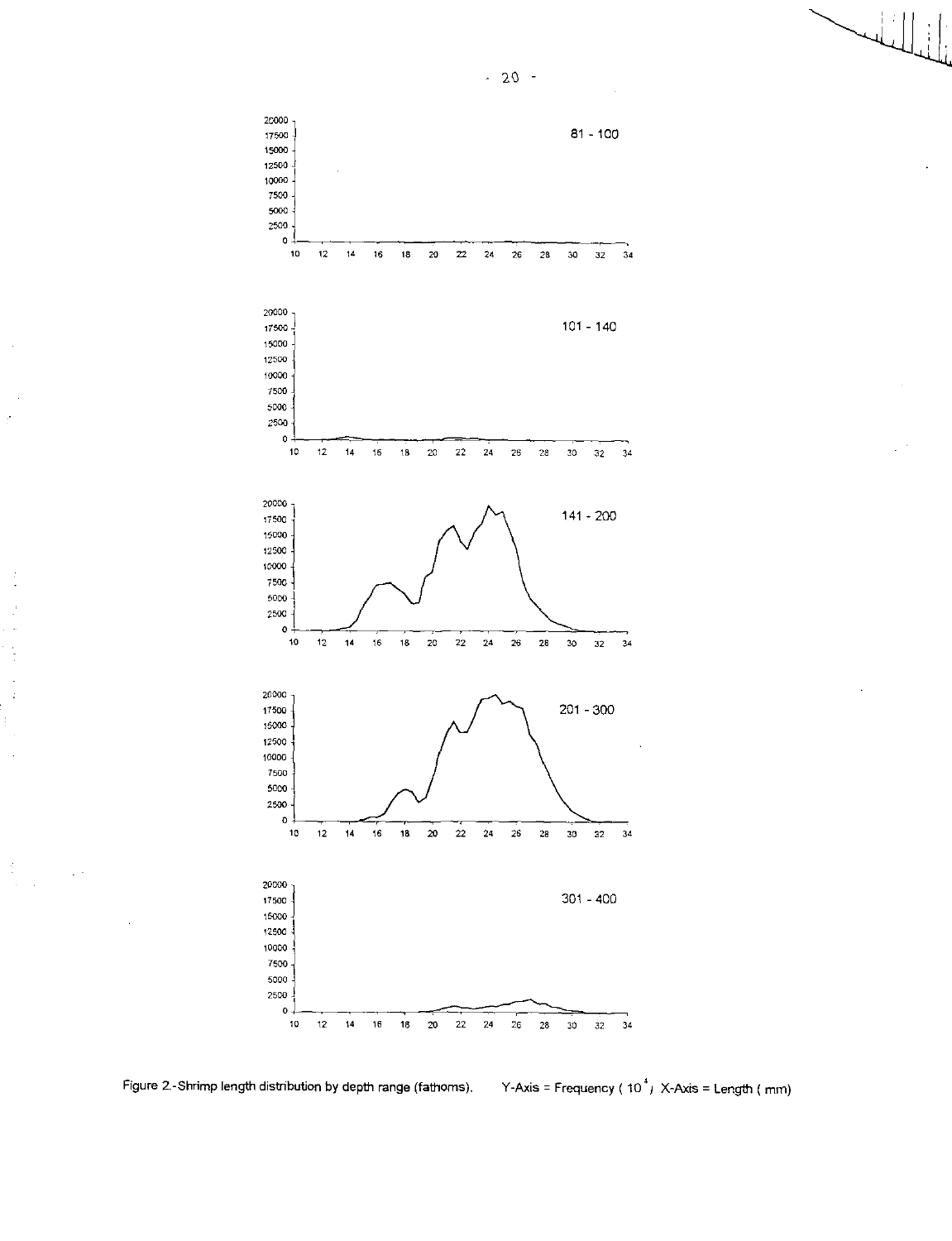Figure 2.-Shrimp length distribution by depth range (fathoms). Y-Axis = Frequency ( $10^4$ ) X-Axis = Length ( mm)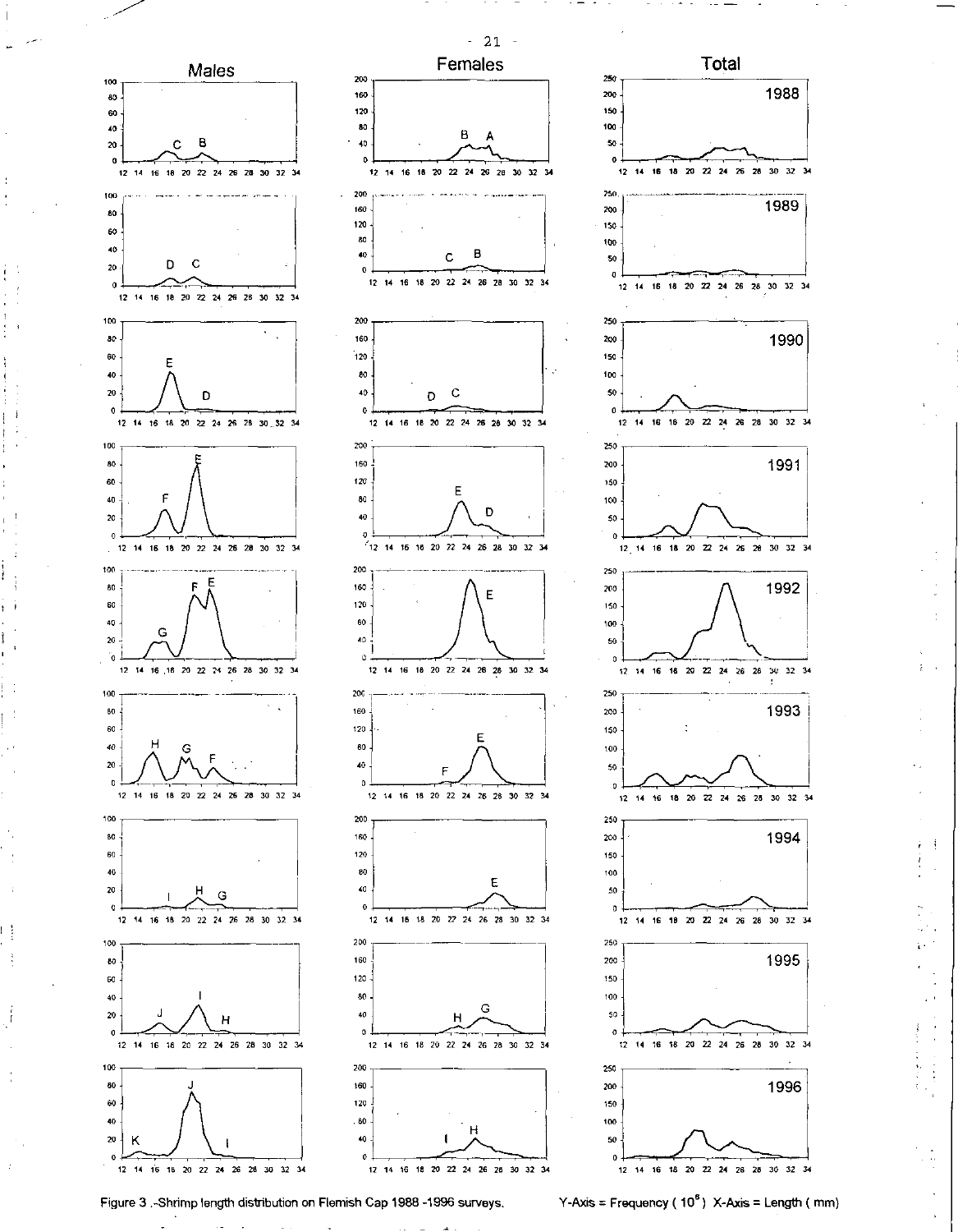Figure 3 .-Shrimp length distribution on Flemish Cap 1988 -1996 surveys.

Y-Axis = Frequency ( $10^6$ ) X-Axis = Length ( mm)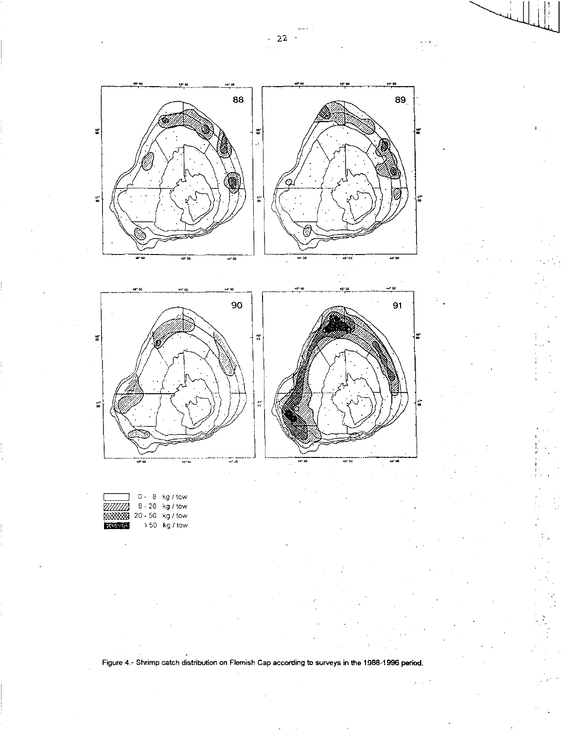88

89

90

91

0 - 8 kg / tow
8 - 20 kg / tow
20 - 50 kg / tow
> 50 kg / tow

Figure 4.- Shrimp catch distribution on Flemish Cap according to surveys in the 1988-1996 period.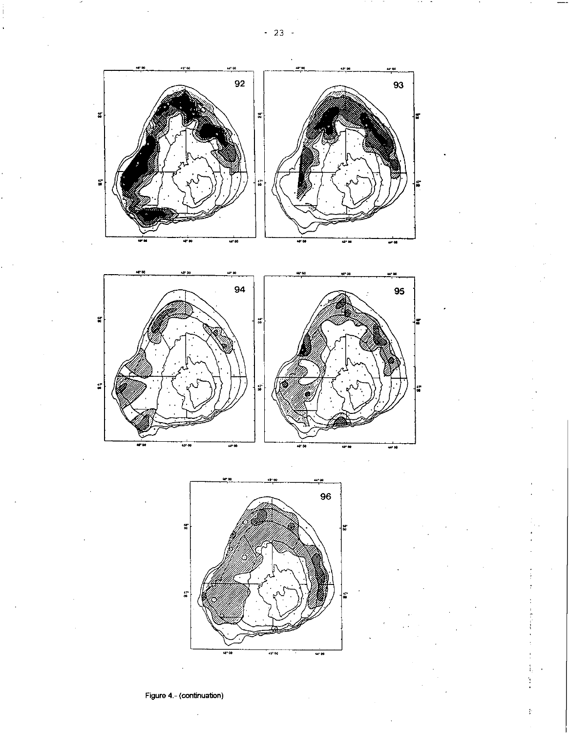92

93

94

95

96

Figure 4.- (continuation)